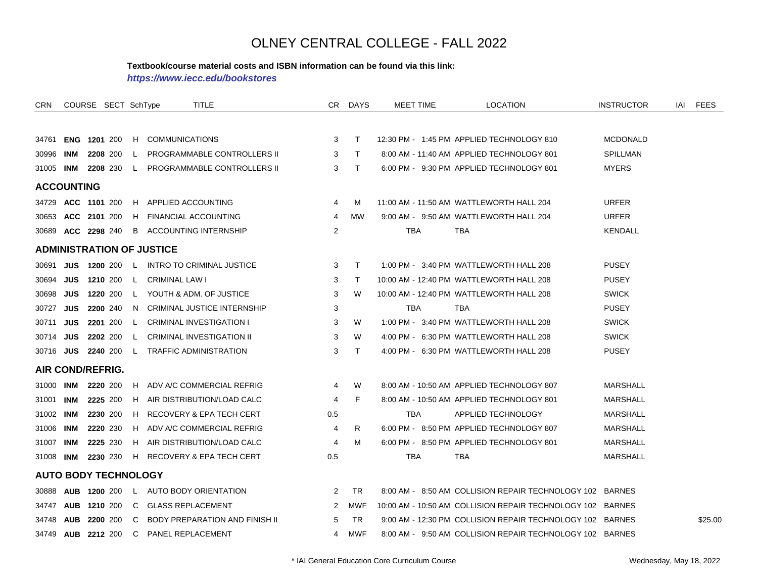# OLNEY CENTRAL COLLEGE - FALL 2022

**Textbook/course material costs and ISBN information can be found via this link:**

***https://www.iecc.edu/bookstores***

| CRN | COURSE | | SECT | SchType | TITLE | CR | DAYS | MEET TIME | LOCATION | INSTRUCTOR | IAI | FEES |
|---|---|---|---|---|---|---|---|---|---|---|---|---|
| 34761 | **ENG** | **1201** | 200 | H | COMMUNICATIONS | 3 | T | 12:30 PM - 1:45 PM | APPLIED TECHNOLOGY 810 | MCDONALD | | |
| 30996 | **INM** | **2208** | 200 | L | PROGRAMMABLE CONTROLLERS II | 3 | T | 8:00 AM - 11:40 AM | APPLIED TECHNOLOGY 801 | SPILLMAN | | |
| 31005 | **INM** | **2208** | 230 | L | PROGRAMMABLE CONTROLLERS II | 3 | T | 6:00 PM - 9:30 PM | APPLIED TECHNOLOGY 801 | MYERS | | |
| **ACCOUNTING** | | | | | | | | | | | | |
| 34729 | **ACC** | **1101** | 200 | H | APPLIED ACCOUNTING | 4 | M | 11:00 AM - 11:50 AM | WATTLEWORTH HALL 204 | URFER | | |
| 30653 | **ACC** | **2101** | 200 | H | FINANCIAL ACCOUNTING | 4 | MW | 9:00 AM - 9:50 AM | WATTLEWORTH HALL 204 | URFER | | |
| 30689 | **ACC** | **2298** | 240 | B | ACCOUNTING INTERNSHIP | 2 | | TBA | TBA | KENDALL | | |
| **ADMINISTRATION OF JUSTICE** | | | | | | | | | | | | |
| 30691 | **JUS** | **1200** | 200 | L | INTRO TO CRIMINAL JUSTICE | 3 | T | 1:00 PM - 3:40 PM | WATTLEWORTH HALL 208 | PUSEY | | |
| 30694 | **JUS** | **1210** | 200 | L | CRIMINAL LAW I | 3 | T | 10:00 AM - 12:40 PM | WATTLEWORTH HALL 208 | PUSEY | | |
| 30698 | **JUS** | **1220** | 200 | L | YOUTH & ADM. OF JUSTICE | 3 | W | 10:00 AM - 12:40 PM | WATTLEWORTH HALL 208 | SWICK | | |
| 30727 | **JUS** | **2200** | 240 | N | CRIMINAL JUSTICE INTERNSHIP | 3 | | TBA | TBA | PUSEY | | |
| 30711 | **JUS** | **2201** | 200 | L | CRIMINAL INVESTIGATION I | 3 | W | 1:00 PM - 3:40 PM | WATTLEWORTH HALL 208 | SWICK | | |
| 30714 | **JUS** | **2202** | 200 | L | CRIMINAL INVESTIGATION II | 3 | W | 4:00 PM - 6:30 PM | WATTLEWORTH HALL 208 | SWICK | | |
| 30716 | **JUS** | **2240** | 200 | L | TRAFFIC ADMINISTRATION | 3 | T | 4:00 PM - 6:30 PM | WATTLEWORTH HALL 208 | PUSEY | | |
| **AIR COND/REFRIG.** | | | | | | | | | | | | |
| 31000 | **INM** | **2220** | 200 | H | ADV A/C COMMERCIAL REFRIG | 4 | W | 8:00 AM - 10:50 AM | APPLIED TECHNOLOGY 807 | MARSHALL | | |
| 31001 | **INM** | **2225** | 200 | H | AIR DISTRIBUTION/LOAD CALC | 4 | F | 8:00 AM - 10:50 AM | APPLIED TECHNOLOGY 801 | MARSHALL | | |
| 31002 | **INM** | **2230** | 200 | H | RECOVERY & EPA TECH CERT | 0.5 | | TBA | APPLIED TECHNOLOGY | MARSHALL | | |
| 31006 | **INM** | **2220** | 230 | H | ADV A/C COMMERCIAL REFRIG | 4 | R | 6:00 PM - 8:50 PM | APPLIED TECHNOLOGY 807 | MARSHALL | | |
| 31007 | **INM** | **2225** | 230 | H | AIR DISTRIBUTION/LOAD CALC | 4 | M | 6:00 PM - 8:50 PM | APPLIED TECHNOLOGY 801 | MARSHALL | | |
| 31008 | **INM** | **2230** | 230 | H | RECOVERY & EPA TECH CERT | 0.5 | | TBA | TBA | MARSHALL | | |
| **AUTO BODY TECHNOLOGY** | | | | | | | | | | | | |
| 30888 | **AUB** | **1200** | 200 | L | AUTO BODY ORIENTATION | 2 | TR | 8:00 AM - 8:50 AM | COLLISION REPAIR TECHNOLOGY 102 | BARNES | | |
| 34747 | **AUB** | **1210** | 200 | C | GLASS REPLACEMENT | 2 | MWF | 10:00 AM - 10:50 AM | COLLISION REPAIR TECHNOLOGY 102 | BARNES | | |
| 34748 | **AUB** | **2200** | 200 | C | BODY PREPARATION AND FINISH II | 5 | TR | 9:00 AM - 12:30 PM | COLLISION REPAIR TECHNOLOGY 102 | BARNES | | $25.00 |
| 34749 | **AUB** | **2212** | 200 | C | PANEL REPLACEMENT | 4 | MWF | 8:00 AM - 9:50 AM | COLLISION REPAIR TECHNOLOGY 102 | BARNES | | |

\* IAI General Education Core Curriculum Course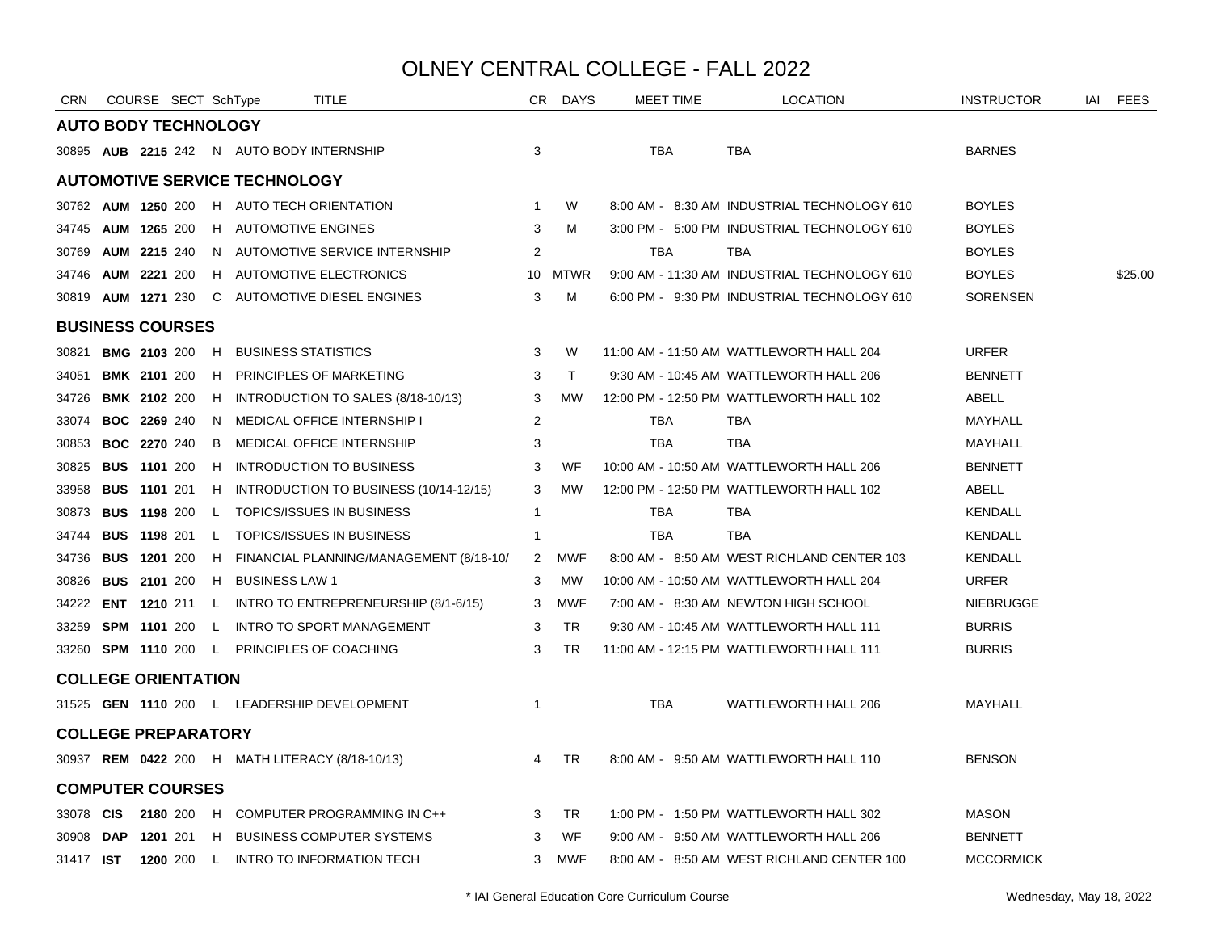# OLNEY CENTRAL COLLEGE - FALL 2022

| CRN | COURSE | SECT | SchType | TITLE | CR | DAYS | MEET TIME | LOCATION | INSTRUCTOR | IAI | FEES |
|---|---|---|---|---|---|---|---|---|---|---|---|
| **AUTO BODY TECHNOLOGY** | | | | | | | | | | | |
| 30895 | **AUB 2215** | 242 | N | AUTO BODY INTERNSHIP | 3 | | TBA | TBA | BARNES | | |
| **AUTOMOTIVE SERVICE TECHNOLOGY** | | | | | | | | | | | |
| 30762 | **AUM 1250** | 200 | H | AUTO TECH ORIENTATION | 1 | W | 8:00 AM - 8:30 AM | INDUSTRIAL TECHNOLOGY 610 | BOYLES | | |
| 34745 | **AUM 1265** | 200 | H | AUTOMOTIVE ENGINES | 3 | M | 3:00 PM - 5:00 PM | INDUSTRIAL TECHNOLOGY 610 | BOYLES | | |
| 30769 | **AUM 2215** | 240 | N | AUTOMOTIVE SERVICE INTERNSHIP | 2 | | TBA | TBA | BOYLES | | |
| 34746 | **AUM 2221** | 200 | H | AUTOMOTIVE ELECTRONICS | 10 | MTWR | 9:00 AM - 11:30 AM | INDUSTRIAL TECHNOLOGY 610 | BOYLES | | $25.00 |
| 30819 | **AUM 1271** | 230 | C | AUTOMOTIVE DIESEL ENGINES | 3 | M | 6:00 PM - 9:30 PM | INDUSTRIAL TECHNOLOGY 610 | SORENSEN | | |
| **BUSINESS COURSES** | | | | | | | | | | | |
| 30821 | **BMG 2103** | 200 | H | BUSINESS STATISTICS | 3 | W | 11:00 AM - 11:50 AM | WATTLEWORTH HALL 204 | URFER | | |
| 34051 | **BMK 2101** | 200 | H | PRINCIPLES OF MARKETING | 3 | T | 9:30 AM - 10:45 AM | WATTLEWORTH HALL 206 | BENNETT | | |
| 34726 | **BMK 2102** | 200 | H | INTRODUCTION TO SALES (8/18-10/13) | 3 | MW | 12:00 PM - 12:50 PM | WATTLEWORTH HALL 102 | ABELL | | |
| 33074 | **BOC 2269** | 240 | N | MEDICAL OFFICE INTERNSHIP I | 2 | | TBA | TBA | MAYHALL | | |
| 30853 | **BOC 2270** | 240 | B | MEDICAL OFFICE INTERNSHIP | 3 | | TBA | TBA | MAYHALL | | |
| 30825 | **BUS 1101** | 200 | H | INTRODUCTION TO BUSINESS | 3 | WF | 10:00 AM - 10:50 AM | WATTLEWORTH HALL 206 | BENNETT | | |
| 33958 | **BUS 1101** | 201 | H | INTRODUCTION TO BUSINESS (10/14-12/15) | 3 | MW | 12:00 PM - 12:50 PM | WATTLEWORTH HALL 102 | ABELL | | |
| 30873 | **BUS 1198** | 200 | L | TOPICS/ISSUES IN BUSINESS | 1 | | TBA | TBA | KENDALL | | |
| 34744 | **BUS 1198** | 201 | L | TOPICS/ISSUES IN BUSINESS | 1 | | TBA | TBA | KENDALL | | |
| 34736 | **BUS 1201** | 200 | H | FINANCIAL PLANNING/MANAGEMENT (8/18-10/ | 2 | MWF | 8:00 AM - 8:50 AM | WEST RICHLAND CENTER 103 | KENDALL | | |
| 30826 | **BUS 2101** | 200 | H | BUSINESS LAW 1 | 3 | MW | 10:00 AM - 10:50 AM | WATTLEWORTH HALL 204 | URFER | | |
| 34222 | **ENT 1210** | 211 | L | INTRO TO ENTREPRENEURSHIP (8/1-6/15) | 3 | MWF | 7:00 AM - 8:30 AM | NEWTON HIGH SCHOOL | NIEBRUGGE | | |
| 33259 | **SPM 1101** | 200 | L | INTRO TO SPORT MANAGEMENT | 3 | TR | 9:30 AM - 10:45 AM | WATTLEWORTH HALL 111 | BURRIS | | |
| 33260 | **SPM 1110** | 200 | L | PRINCIPLES OF COACHING | 3 | TR | 11:00 AM - 12:15 PM | WATTLEWORTH HALL 111 | BURRIS | | |
| **COLLEGE ORIENTATION** | | | | | | | | | | | |
| 31525 | **GEN 1110** | 200 | L | LEADERSHIP DEVELOPMENT | 1 | | TBA | WATTLEWORTH HALL 206 | MAYHALL | | |
| **COLLEGE PREPARATORY** | | | | | | | | | | | |
| 30937 | **REM 0422** | 200 | H | MATH LITERACY (8/18-10/13) | 4 | TR | 8:00 AM - 9:50 AM | WATTLEWORTH HALL 110 | BENSON | | |
| **COMPUTER COURSES** | | | | | | | | | | | |
| 33078 | **CIS 2180** | 200 | H | COMPUTER PROGRAMMING IN C++ | 3 | TR | 1:00 PM - 1:50 PM | WATTLEWORTH HALL 302 | MASON | | |
| 30908 | **DAP 1201** | 201 | H | BUSINESS COMPUTER SYSTEMS | 3 | WF | 9:00 AM - 9:50 AM | WATTLEWORTH HALL 206 | BENNETT | | |
| 31417 | **IST 1200** | 200 | L | INTRO TO INFORMATION TECH | 3 | MWF | 8:00 AM - 8:50 AM | WEST RICHLAND CENTER 100 | MCCORMICK | | |

\* IAI General Education Core Curriculum Course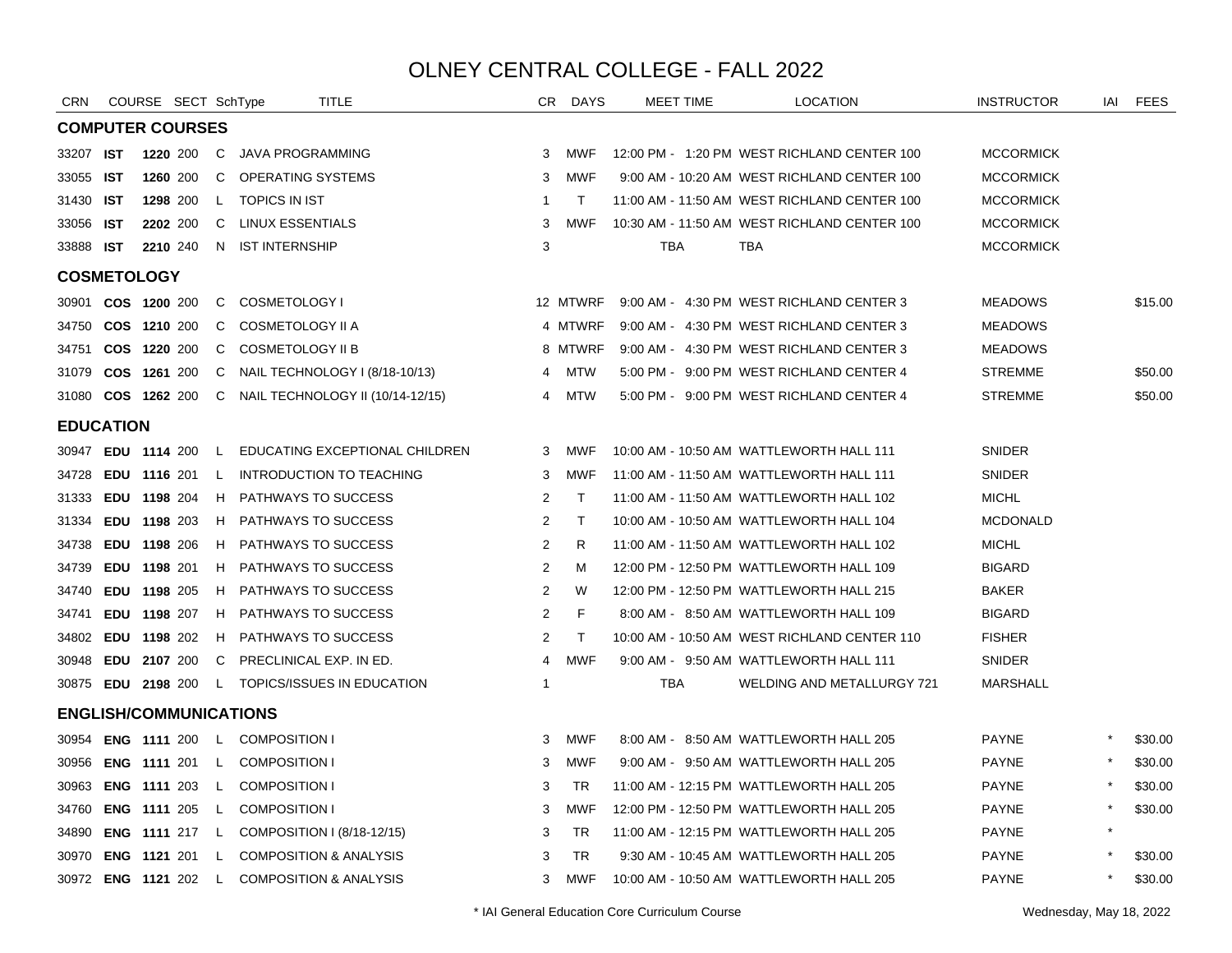# OLNEY CENTRAL COLLEGE - FALL 2022

| CRN | COURSE | | SECT | SchType | TITLE | CR | DAYS | MEET TIME | LOCATION | INSTRUCTOR | IAI | FEES |
|---|---|---|---|---|---|---|---|---|---|---|---|---|
| **COMPUTER COURSES** | | | | | | | | | | | | |
| 33207 | **IST** | **1220** | 200 | C | JAVA PROGRAMMING | 3 | MWF | 12:00 PM - 1:20 PM | WEST RICHLAND CENTER 100 | MCCORMICK | | |
| 33055 | **IST** | **1260** | 200 | C | OPERATING SYSTEMS | 3 | MWF | 9:00 AM - 10:20 AM | WEST RICHLAND CENTER 100 | MCCORMICK | | |
| 31430 | **IST** | **1298** | 200 | L | TOPICS IN IST | 1 | T | 11:00 AM - 11:50 AM | WEST RICHLAND CENTER 100 | MCCORMICK | | |
| 33056 | **IST** | **2202** | 200 | C | LINUX ESSENTIALS | 3 | MWF | 10:30 AM - 11:50 AM | WEST RICHLAND CENTER 100 | MCCORMICK | | |
| 33888 | **IST** | **2210** | 240 | N | IST INTERNSHIP | 3 | | TBA | TBA | MCCORMICK | | |
| **COSMETOLOGY** | | | | | | | | | | | | |
| 30901 | **COS** | **1200** | 200 | C | COSMETOLOGY I | 12 | MTWRF | 9:00 AM - 4:30 PM | WEST RICHLAND CENTER 3 | MEADOWS | | $15.00 |
| 34750 | **COS** | **1210** | 200 | C | COSMETOLOGY II A | 4 | MTWRF | 9:00 AM - 4:30 PM | WEST RICHLAND CENTER 3 | MEADOWS | | |
| 34751 | **COS** | **1220** | 200 | C | COSMETOLOGY II B | 8 | MTWRF | 9:00 AM - 4:30 PM | WEST RICHLAND CENTER 3 | MEADOWS | | |
| 31079 | **COS** | **1261** | 200 | C | NAIL TECHNOLOGY I (8/18-10/13) | 4 | MTW | 5:00 PM - 9:00 PM | WEST RICHLAND CENTER 4 | STREMME | | $50.00 |
| 31080 | **COS** | **1262** | 200 | C | NAIL TECHNOLOGY II (10/14-12/15) | 4 | MTW | 5:00 PM - 9:00 PM | WEST RICHLAND CENTER 4 | STREMME | | $50.00 |
| **EDUCATION** | | | | | | | | | | | | |
| 30947 | **EDU** | **1114** | 200 | L | EDUCATING EXCEPTIONAL CHILDREN | 3 | MWF | 10:00 AM - 10:50 AM | WATTLEWORTH HALL 111 | SNIDER | | |
| 34728 | **EDU** | **1116** | 201 | L | INTRODUCTION TO TEACHING | 3 | MWF | 11:00 AM - 11:50 AM | WATTLEWORTH HALL 111 | SNIDER | | |
| 31333 | **EDU** | **1198** | 204 | H | PATHWAYS TO SUCCESS | 2 | T | 11:00 AM - 11:50 AM | WATTLEWORTH HALL 102 | MICHL | | |
| 31334 | **EDU** | **1198** | 203 | H | PATHWAYS TO SUCCESS | 2 | T | 10:00 AM - 10:50 AM | WATTLEWORTH HALL 104 | MCDONALD | | |
| 34738 | **EDU** | **1198** | 206 | H | PATHWAYS TO SUCCESS | 2 | R | 11:00 AM - 11:50 AM | WATTLEWORTH HALL 102 | MICHL | | |
| 34739 | **EDU** | **1198** | 201 | H | PATHWAYS TO SUCCESS | 2 | M | 12:00 PM - 12:50 PM | WATTLEWORTH HALL 109 | BIGARD | | |
| 34740 | **EDU** | **1198** | 205 | H | PATHWAYS TO SUCCESS | 2 | W | 12:00 PM - 12:50 PM | WATTLEWORTH HALL 215 | BAKER | | |
| 34741 | **EDU** | **1198** | 207 | H | PATHWAYS TO SUCCESS | 2 | F | 8:00 AM - 8:50 AM | WATTLEWORTH HALL 109 | BIGARD | | |
| 34802 | **EDU** | **1198** | 202 | H | PATHWAYS TO SUCCESS | 2 | T | 10:00 AM - 10:50 AM | WEST RICHLAND CENTER 110 | FISHER | | |
| 30948 | **EDU** | **2107** | 200 | C | PRECLINICAL EXP. IN ED. | 4 | MWF | 9:00 AM - 9:50 AM | WATTLEWORTH HALL 111 | SNIDER | | |
| 30875 | **EDU** | **2198** | 200 | L | TOPICS/ISSUES IN EDUCATION | 1 | | TBA | WELDING AND METALLURGY 721 | MARSHALL | | |
| **ENGLISH/COMMUNICATIONS** | | | | | | | | | | | | |
| 30954 | **ENG** | **1111** | 200 | L | COMPOSITION I | 3 | MWF | 8:00 AM - 8:50 AM | WATTLEWORTH HALL 205 | PAYNE | * | $30.00 |
| 30956 | **ENG** | **1111** | 201 | L | COMPOSITION I | 3 | MWF | 9:00 AM - 9:50 AM | WATTLEWORTH HALL 205 | PAYNE | * | $30.00 |
| 30963 | **ENG** | **1111** | 203 | L | COMPOSITION I | 3 | TR | 11:00 AM - 12:15 PM | WATTLEWORTH HALL 205 | PAYNE | * | $30.00 |
| 34760 | **ENG** | **1111** | 205 | L | COMPOSITION I | 3 | MWF | 12:00 PM - 12:50 PM | WATTLEWORTH HALL 205 | PAYNE | * | $30.00 |
| 34890 | **ENG** | **1111** | 217 | L | COMPOSITION I (8/18-12/15) | 3 | TR | 11:00 AM - 12:15 PM | WATTLEWORTH HALL 205 | PAYNE | * | |
| 30970 | **ENG** | **1121** | 201 | L | COMPOSITION & ANALYSIS | 3 | TR | 9:30 AM - 10:45 AM | WATTLEWORTH HALL 205 | PAYNE | * | $30.00 |
| 30972 | **ENG** | **1121** | 202 | L | COMPOSITION & ANALYSIS | 3 | MWF | 10:00 AM - 10:50 AM | WATTLEWORTH HALL 205 | PAYNE | * | $30.00 |

\* IAI General Education Core Curriculum Course

Wednesday, May 18, 2022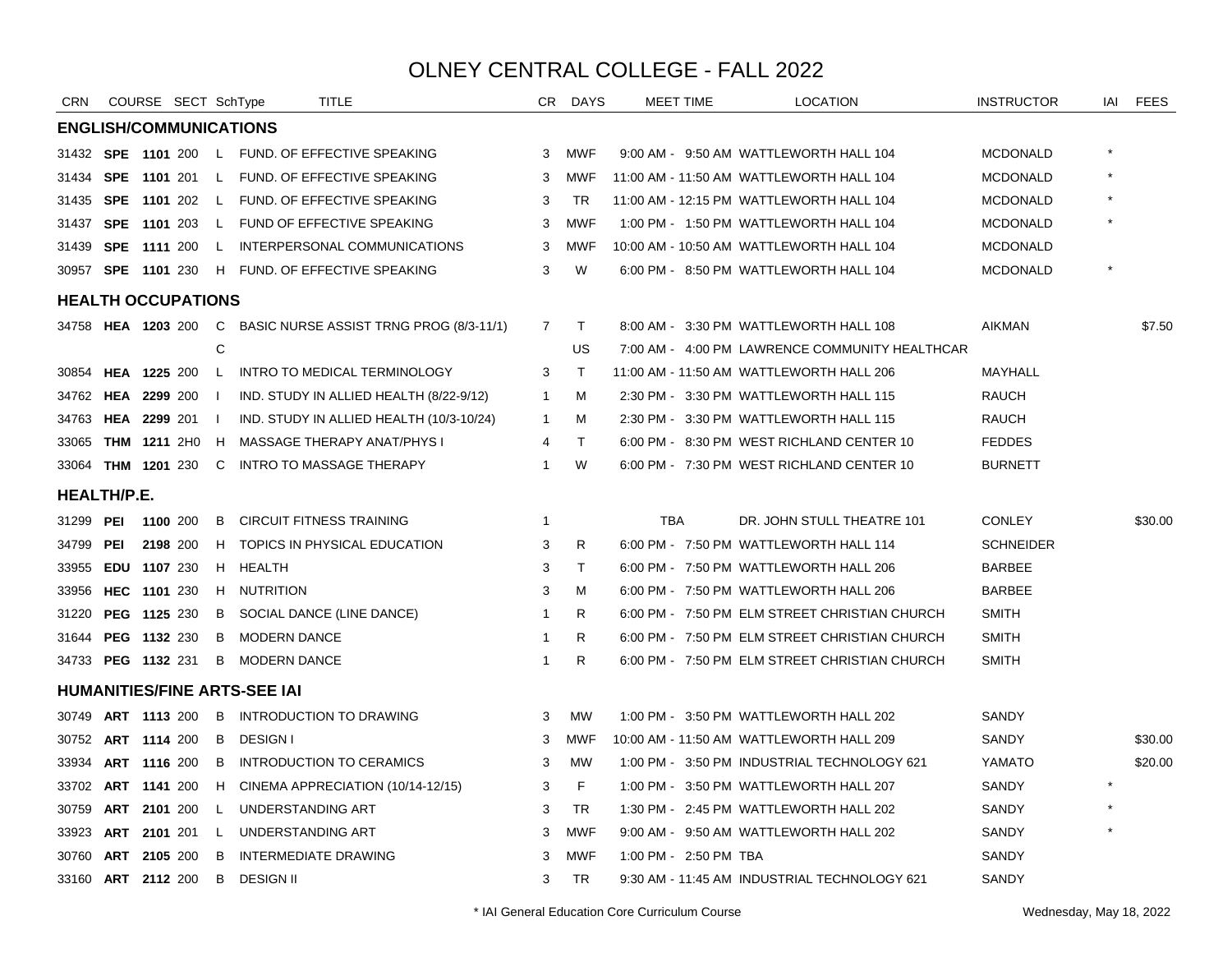# OLNEY CENTRAL COLLEGE - FALL 2022

| CRN | COURSE | | SECT | SchType | TITLE | CR | DAYS | MEET TIME | LOCATION | INSTRUCTOR | IAI | FEES |
|---|---|---|---|---|---|---|---|---|---|---|---|---|
| **ENGLISH/COMMUNICATIONS** | | | | | | | | | | | | |
| 31432 | **SPE** | **1101** | 200 | L | FUND. OF EFFECTIVE SPEAKING | 3 | MWF | 9:00 AM - 9:50 AM | WATTLEWORTH HALL 104 | MCDONALD | * | |
| 31434 | **SPE** | **1101** | 201 | L | FUND. OF EFFECTIVE SPEAKING | 3 | MWF | 11:00 AM - 11:50 AM | WATTLEWORTH HALL 104 | MCDONALD | * | |
| 31435 | **SPE** | **1101** | 202 | L | FUND. OF EFFECTIVE SPEAKING | 3 | TR | 11:00 AM - 12:15 PM | WATTLEWORTH HALL 104 | MCDONALD | * | |
| 31437 | **SPE** | **1101** | 203 | L | FUND OF EFFECTIVE SPEAKING | 3 | MWF | 1:00 PM - 1:50 PM | WATTLEWORTH HALL 104 | MCDONALD | * | |
| 31439 | **SPE** | **1111** | 200 | L | INTERPERSONAL COMMUNICATIONS | 3 | MWF | 10:00 AM - 10:50 AM | WATTLEWORTH HALL 104 | MCDONALD | | |
| 30957 | **SPE** | **1101** | 230 | H | FUND. OF EFFECTIVE SPEAKING | 3 | W | 6:00 PM - 8:50 PM | WATTLEWORTH HALL 104 | MCDONALD | * | |
| **HEALTH OCCUPATIONS** | | | | | | | | | | | | |
| 34758 | **HEA** | **1203** | 200 | C | BASIC NURSE ASSIST TRNG PROG (8/3-11/1) | 7 | T | 8:00 AM - 3:30 PM | WATTLEWORTH HALL 108 | AIKMAN | | $7.50 |
| | | | | C | | | US | 7:00 AM - 4:00 PM | LAWRENCE COMMUNITY HEALTHCAR | | | |
| 30854 | **HEA** | **1225** | 200 | L | INTRO TO MEDICAL TERMINOLOGY | 3 | T | 11:00 AM - 11:50 AM | WATTLEWORTH HALL 206 | MAYHALL | | |
| 34762 | **HEA** | **2299** | 200 | I | IND. STUDY IN ALLIED HEALTH (8/22-9/12) | 1 | M | 2:30 PM - 3:30 PM | WATTLEWORTH HALL 115 | RAUCH | | |
| 34763 | **HEA** | **2299** | 201 | I | IND. STUDY IN ALLIED HEALTH (10/3-10/24) | 1 | M | 2:30 PM - 3:30 PM | WATTLEWORTH HALL 115 | RAUCH | | |
| 33065 | **THM** | **1211** | 2H0 | H | MASSAGE THERAPY ANAT/PHYS I | 4 | T | 6:00 PM - 8:30 PM | WEST RICHLAND CENTER 10 | FEDDES | | |
| 33064 | **THM** | **1201** | 230 | C | INTRO TO MASSAGE THERAPY | 1 | W | 6:00 PM - 7:30 PM | WEST RICHLAND CENTER 10 | BURNETT | | |
| **HEALTH/P.E.** | | | | | | | | | | | | |
| 31299 | **PEI** | **1100** | 200 | B | CIRCUIT FITNESS TRAINING | 1 | | TBA | DR. JOHN STULL THEATRE 101 | CONLEY | | $30.00 |
| 34799 | **PEI** | **2198** | 200 | H | TOPICS IN PHYSICAL EDUCATION | 3 | R | 6:00 PM - 7:50 PM | WATTLEWORTH HALL 114 | SCHNEIDER | | |
| 33955 | **EDU** | **1107** | 230 | H | HEALTH | 3 | T | 6:00 PM - 7:50 PM | WATTLEWORTH HALL 206 | BARBEE | | |
| 33956 | **HEC** | **1101** | 230 | H | NUTRITION | 3 | M | 6:00 PM - 7:50 PM | WATTLEWORTH HALL 206 | BARBEE | | |
| 31220 | **PEG** | **1125** | 230 | B | SOCIAL DANCE (LINE DANCE) | 1 | R | 6:00 PM - 7:50 PM | ELM STREET CHRISTIAN CHURCH | SMITH | | |
| 31644 | **PEG** | **1132** | 230 | B | MODERN DANCE | 1 | R | 6:00 PM - 7:50 PM | ELM STREET CHRISTIAN CHURCH | SMITH | | |
| 34733 | **PEG** | **1132** | 231 | B | MODERN DANCE | 1 | R | 6:00 PM - 7:50 PM | ELM STREET CHRISTIAN CHURCH | SMITH | | |
| **HUMANITIES/FINE ARTS-SEE IAI** | | | | | | | | | | | | |
| 30749 | **ART** | **1113** | 200 | B | INTRODUCTION TO DRAWING | 3 | MW | 1:00 PM - 3:50 PM | WATTLEWORTH HALL 202 | SANDY | | |
| 30752 | **ART** | **1114** | 200 | B | DESIGN I | 3 | MWF | 10:00 AM - 11:50 AM | WATTLEWORTH HALL 209 | SANDY | | $30.00 |
| 33934 | **ART** | **1116** | 200 | B | INTRODUCTION TO CERAMICS | 3 | MW | 1:00 PM - 3:50 PM | INDUSTRIAL TECHNOLOGY 621 | YAMATO | | $20.00 |
| 33702 | **ART** | **1141** | 200 | H | CINEMA APPRECIATION (10/14-12/15) | 3 | F | 1:00 PM - 3:50 PM | WATTLEWORTH HALL 207 | SANDY | * | |
| 30759 | **ART** | **2101** | 200 | L | UNDERSTANDING ART | 3 | TR | 1:30 PM - 2:45 PM | WATTLEWORTH HALL 202 | SANDY | * | |
| 33923 | **ART** | **2101** | 201 | L | UNDERSTANDING ART | 3 | MWF | 9:00 AM - 9:50 AM | WATTLEWORTH HALL 202 | SANDY | * | |
| 30760 | **ART** | **2105** | 200 | B | INTERMEDIATE DRAWING | 3 | MWF | 1:00 PM - 2:50 PM | TBA | SANDY | | |
| 33160 | **ART** | **2112** | 200 | B | DESIGN II | 3 | TR | 9:30 AM - 11:45 AM | INDUSTRIAL TECHNOLOGY 621 | SANDY | | |

\* IAI General Education Core Curriculum Course

Wednesday, May 18, 2022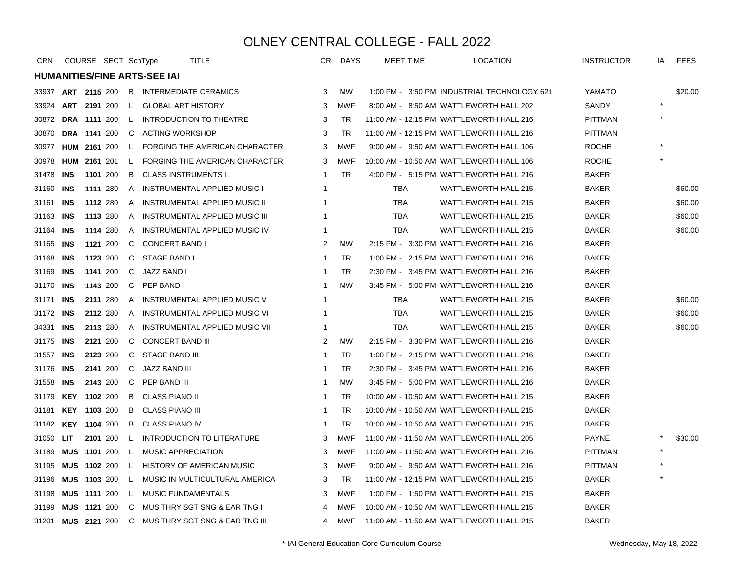# OLNEY CENTRAL COLLEGE - FALL 2022

| CRN | COURSE | | SECT | SchType | TITLE | CR | DAYS | MEET TIME | LOCATION | INSTRUCTOR | IAI | FEES |
|---|---|---|---|---|---|---|---|---|---|---|---|---|
| **HUMANITIES/FINE ARTS-SEE IAI** | | | | | | | | | | | | |
| 33937 | **ART** | **2115** | 200 | B | INTERMEDIATE CERAMICS | 3 | MW | 1:00 PM - 3:50 PM | INDUSTRIAL TECHNOLOGY 621 | YAMATO | | $20.00 |
| 33924 | **ART** | **2191** | 200 | L | GLOBAL ART HISTORY | 3 | MWF | 8:00 AM - 8:50 AM | WATTLEWORTH HALL 202 | SANDY | * | |
| 30872 | **DRA** | **1111** | 200 | L | INTRODUCTION TO THEATRE | 3 | TR | 11:00 AM - 12:15 PM | WATTLEWORTH HALL 216 | PITTMAN | * | |
| 30870 | **DRA** | **1141** | 200 | C | ACTING WORKSHOP | 3 | TR | 11:00 AM - 12:15 PM | WATTLEWORTH HALL 216 | PITTMAN | | |
| 30977 | **HUM** | **2161** | 200 | L | FORGING THE AMERICAN CHARACTER | 3 | MWF | 9:00 AM - 9:50 AM | WATTLEWORTH HALL 106 | ROCHE | * | |
| 30978 | **HUM** | **2161** | 201 | L | FORGING THE AMERICAN CHARACTER | 3 | MWF | 10:00 AM - 10:50 AM | WATTLEWORTH HALL 106 | ROCHE | * | |
| 31478 | **INS** | **1101** | 200 | B | CLASS INSTRUMENTS I | 1 | TR | 4:00 PM - 5:15 PM | WATTLEWORTH HALL 216 | BAKER | | |
| 31160 | **INS** | **1111** | 280 | A | INSTRUMENTAL APPLIED MUSIC I | 1 | | TBA | WATTLEWORTH HALL 215 | BAKER | | $60.00 |
| 31161 | **INS** | **1112** | 280 | A | INSTRUMENTAL APPLIED MUSIC II | 1 | | TBA | WATTLEWORTH HALL 215 | BAKER | | $60.00 |
| 31163 | **INS** | **1113** | 280 | A | INSTRUMENTAL APPLIED MUSIC III | 1 | | TBA | WATTLEWORTH HALL 215 | BAKER | | $60.00 |
| 31164 | **INS** | **1114** | 280 | A | INSTRUMENTAL APPLIED MUSIC IV | 1 | | TBA | WATTLEWORTH HALL 215 | BAKER | | $60.00 |
| 31165 | **INS** | **1121** | 200 | C | CONCERT BAND I | 2 | MW | 2:15 PM - 3:30 PM | WATTLEWORTH HALL 216 | BAKER | | |
| 31168 | **INS** | **1123** | 200 | C | STAGE BAND I | 1 | TR | 1:00 PM - 2:15 PM | WATTLEWORTH HALL 216 | BAKER | | |
| 31169 | **INS** | **1141** | 200 | C | JAZZ BAND I | 1 | TR | 2:30 PM - 3:45 PM | WATTLEWORTH HALL 216 | BAKER | | |
| 31170 | **INS** | **1143** | 200 | C | PEP BAND I | 1 | MW | 3:45 PM - 5:00 PM | WATTLEWORTH HALL 216 | BAKER | | |
| 31171 | **INS** | **2111** | 280 | A | INSTRUMENTAL APPLIED MUSIC V | 1 | | TBA | WATTLEWORTH HALL 215 | BAKER | | $60.00 |
| 31172 | **INS** | **2112** | 280 | A | INSTRUMENTAL APPLIED MUSIC VI | 1 | | TBA | WATTLEWORTH HALL 215 | BAKER | | $60.00 |
| 34331 | **INS** | **2113** | 280 | A | INSTRUMENTAL APPLIED MUSIC VII | 1 | | TBA | WATTLEWORTH HALL 215 | BAKER | | $60.00 |
| 31175 | **INS** | **2121** | 200 | C | CONCERT BAND III | 2 | MW | 2:15 PM - 3:30 PM | WATTLEWORTH HALL 216 | BAKER | | |
| 31557 | **INS** | **2123** | 200 | C | STAGE BAND III | 1 | TR | 1:00 PM - 2:15 PM | WATTLEWORTH HALL 216 | BAKER | | |
| 31176 | **INS** | **2141** | 200 | C | JAZZ BAND III | 1 | TR | 2:30 PM - 3:45 PM | WATTLEWORTH HALL 216 | BAKER | | |
| 31558 | **INS** | **2143** | 200 | C | PEP BAND III | 1 | MW | 3:45 PM - 5:00 PM | WATTLEWORTH HALL 216 | BAKER | | |
| 31179 | **KEY** | **1102** | 200 | B | CLASS PIANO II | 1 | TR | 10:00 AM - 10:50 AM | WATTLEWORTH HALL 215 | BAKER | | |
| 31181 | **KEY** | **1103** | 200 | B | CLASS PIANO III | 1 | TR | 10:00 AM - 10:50 AM | WATTLEWORTH HALL 215 | BAKER | | |
| 31182 | **KEY** | **1104** | 200 | B | CLASS PIANO IV | 1 | TR | 10:00 AM - 10:50 AM | WATTLEWORTH HALL 215 | BAKER | | |
| 31050 | **LIT** | **2101** | 200 | L | INTRODUCTION TO LITERATURE | 3 | MWF | 11:00 AM - 11:50 AM | WATTLEWORTH HALL 205 | PAYNE | * | $30.00 |
| 31189 | **MUS** | **1101** | 200 | L | MUSIC APPRECIATION | 3 | MWF | 11:00 AM - 11:50 AM | WATTLEWORTH HALL 216 | PITTMAN | * | |
| 31195 | **MUS** | **1102** | 200 | L | HISTORY OF AMERICAN MUSIC | 3 | MWF | 9:00 AM - 9:50 AM | WATTLEWORTH HALL 216 | PITTMAN | * | |
| 31196 | **MUS** | **1103** | 200 | L | MUSIC IN MULTICULTURAL AMERICA | 3 | TR | 11:00 AM - 12:15 PM | WATTLEWORTH HALL 215 | BAKER | * | |
| 31198 | **MUS** | **1111** | 200 | L | MUSIC FUNDAMENTALS | 3 | MWF | 1:00 PM - 1:50 PM | WATTLEWORTH HALL 215 | BAKER | | |
| 31199 | **MUS** | **1121** | 200 | C | MUS THRY SGT SNG & EAR TNG I | 4 | MWF | 10:00 AM - 10:50 AM | WATTLEWORTH HALL 215 | BAKER | | |
| 31201 | **MUS** | **2121** | 200 | C | MUS THRY SGT SNG & EAR TNG III | 4 | MWF | 11:00 AM - 11:50 AM | WATTLEWORTH HALL 215 | BAKER | | |

* IAI General Education Core Curriculum Course

Wednesday, May 18, 2022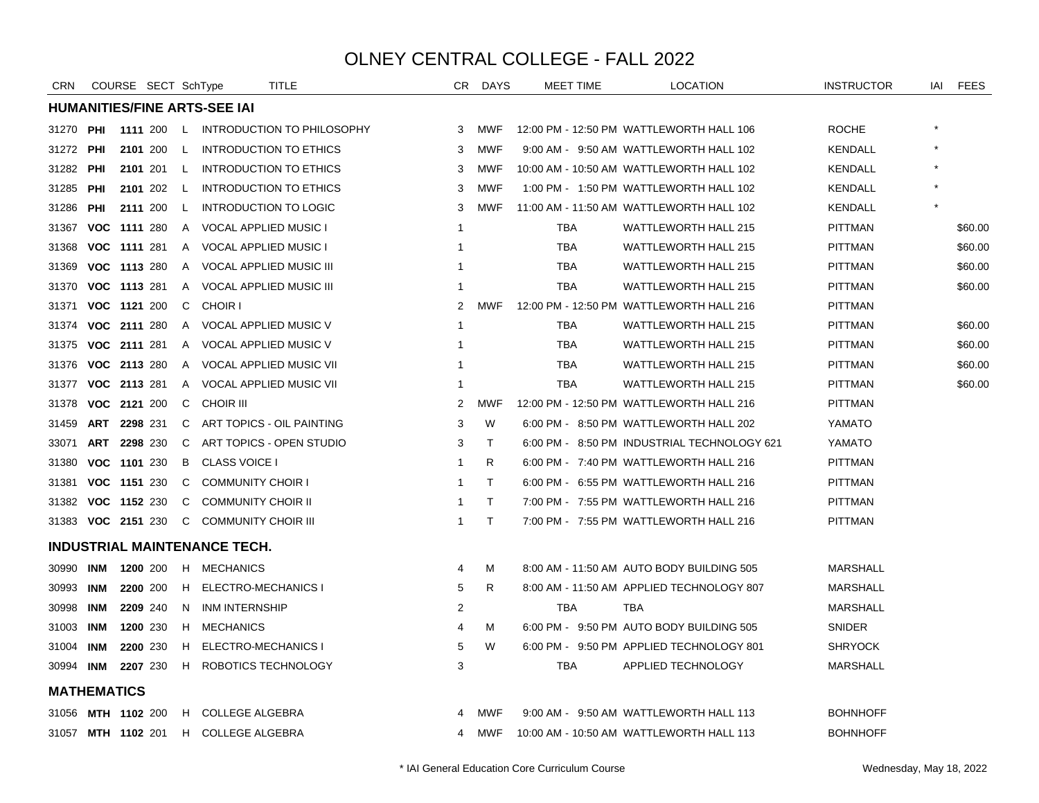# OLNEY CENTRAL COLLEGE - FALL 2022

| CRN | COURSE | | SECT | SchType | TITLE | CR | DAYS | MEET TIME | LOCATION | INSTRUCTOR | IAI | FEES |
|---|---|---|---|---|---|---|---|---|---|---|---|---|
| **HUMANITIES/FINE ARTS-SEE IAI** | | | | | | | | | | | | |
| 31270 | **PHI** | **1111** | 200 | L | INTRODUCTION TO PHILOSOPHY | 3 | MWF | 12:00 PM - 12:50 PM | WATTLEWORTH HALL 106 | ROCHE | * | |
| 31272 | **PHI** | **2101** | 200 | L | INTRODUCTION TO ETHICS | 3 | MWF | 9:00 AM - 9:50 AM | WATTLEWORTH HALL 102 | KENDALL | * | |
| 31282 | **PHI** | **2101** | 201 | L | INTRODUCTION TO ETHICS | 3 | MWF | 10:00 AM - 10:50 AM | WATTLEWORTH HALL 102 | KENDALL | * | |
| 31285 | **PHI** | **2101** | 202 | L | INTRODUCTION TO ETHICS | 3 | MWF | 1:00 PM - 1:50 PM | WATTLEWORTH HALL 102 | KENDALL | * | |
| 31286 | **PHI** | **2111** | 200 | L | INTRODUCTION TO LOGIC | 3 | MWF | 11:00 AM - 11:50 AM | WATTLEWORTH HALL 102 | KENDALL | * | |
| 31367 | **VOC** | **1111** | 280 | A | VOCAL APPLIED MUSIC I | 1 | | TBA | WATTLEWORTH HALL 215 | PITTMAN | | $60.00 |
| 31368 | **VOC** | **1111** | 281 | A | VOCAL APPLIED MUSIC I | 1 | | TBA | WATTLEWORTH HALL 215 | PITTMAN | | $60.00 |
| 31369 | **VOC** | **1113** | 280 | A | VOCAL APPLIED MUSIC III | 1 | | TBA | WATTLEWORTH HALL 215 | PITTMAN | | $60.00 |
| 31370 | **VOC** | **1113** | 281 | A | VOCAL APPLIED MUSIC III | 1 | | TBA | WATTLEWORTH HALL 215 | PITTMAN | | $60.00 |
| 31371 | **VOC** | **1121** | 200 | C | CHOIR I | 2 | MWF | 12:00 PM - 12:50 PM | WATTLEWORTH HALL 216 | PITTMAN | | |
| 31374 | **VOC** | **2111** | 280 | A | VOCAL APPLIED MUSIC V | 1 | | TBA | WATTLEWORTH HALL 215 | PITTMAN | | $60.00 |
| 31375 | **VOC** | **2111** | 281 | A | VOCAL APPLIED MUSIC V | 1 | | TBA | WATTLEWORTH HALL 215 | PITTMAN | | $60.00 |
| 31376 | **VOC** | **2113** | 280 | A | VOCAL APPLIED MUSIC VII | 1 | | TBA | WATTLEWORTH HALL 215 | PITTMAN | | $60.00 |
| 31377 | **VOC** | **2113** | 281 | A | VOCAL APPLIED MUSIC VII | 1 | | TBA | WATTLEWORTH HALL 215 | PITTMAN | | $60.00 |
| 31378 | **VOC** | **2121** | 200 | C | CHOIR III | 2 | MWF | 12:00 PM - 12:50 PM | WATTLEWORTH HALL 216 | PITTMAN | | |
| 31459 | **ART** | **2298** | 231 | C | ART TOPICS - OIL PAINTING | 3 | W | 6:00 PM - 8:50 PM | WATTLEWORTH HALL 202 | YAMATO | | |
| 33071 | **ART** | **2298** | 230 | C | ART TOPICS - OPEN STUDIO | 3 | T | 6:00 PM - 8:50 PM | INDUSTRIAL TECHNOLOGY 621 | YAMATO | | |
| 31380 | **VOC** | **1101** | 230 | B | CLASS VOICE I | 1 | R | 6:00 PM - 7:40 PM | WATTLEWORTH HALL 216 | PITTMAN | | |
| 31381 | **VOC** | **1151** | 230 | C | COMMUNITY CHOIR I | 1 | T | 6:00 PM - 6:55 PM | WATTLEWORTH HALL 216 | PITTMAN | | |
| 31382 | **VOC** | **1152** | 230 | C | COMMUNITY CHOIR II | 1 | T | 7:00 PM - 7:55 PM | WATTLEWORTH HALL 216 | PITTMAN | | |
| 31383 | **VOC** | **2151** | 230 | C | COMMUNITY CHOIR III | 1 | T | 7:00 PM - 7:55 PM | WATTLEWORTH HALL 216 | PITTMAN | | |
| **INDUSTRIAL MAINTENANCE TECH.** | | | | | | | | | | | | |
| 30990 | **INM** | **1200** | 200 | H | MECHANICS | 4 | M | 8:00 AM - 11:50 AM | AUTO BODY BUILDING 505 | MARSHALL | | |
| 30993 | **INM** | **2200** | 200 | H | ELECTRO-MECHANICS I | 5 | R | 8:00 AM - 11:50 AM | APPLIED TECHNOLOGY 807 | MARSHALL | | |
| 30998 | **INM** | **2209** | 240 | N | INM INTERNSHIP | 2 | | TBA | TBA | MARSHALL | | |
| 31003 | **INM** | **1200** | 230 | H | MECHANICS | 4 | M | 6:00 PM - 9:50 PM | AUTO BODY BUILDING 505 | SNIDER | | |
| 31004 | **INM** | **2200** | 230 | H | ELECTRO-MECHANICS I | 5 | W | 6:00 PM - 9:50 PM | APPLIED TECHNOLOGY 801 | SHRYOCK | | |
| 30994 | **INM** | **2207** | 230 | H | ROBOTICS TECHNOLOGY | 3 | | TBA | APPLIED TECHNOLOGY | MARSHALL | | |
| **MATHEMATICS** | | | | | | | | | | | | |
| 31056 | **MTH** | **1102** | 200 | H | COLLEGE ALGEBRA | 4 | MWF | 9:00 AM - 9:50 AM | WATTLEWORTH HALL 113 | BOHNHOFF | | |
| 31057 | **MTH** | **1102** | 201 | H | COLLEGE ALGEBRA | 4 | MWF | 10:00 AM - 10:50 AM | WATTLEWORTH HALL 113 | BOHNHOFF | | |

\* IAI General Education Core Curriculum Course

Wednesday, May 18, 2022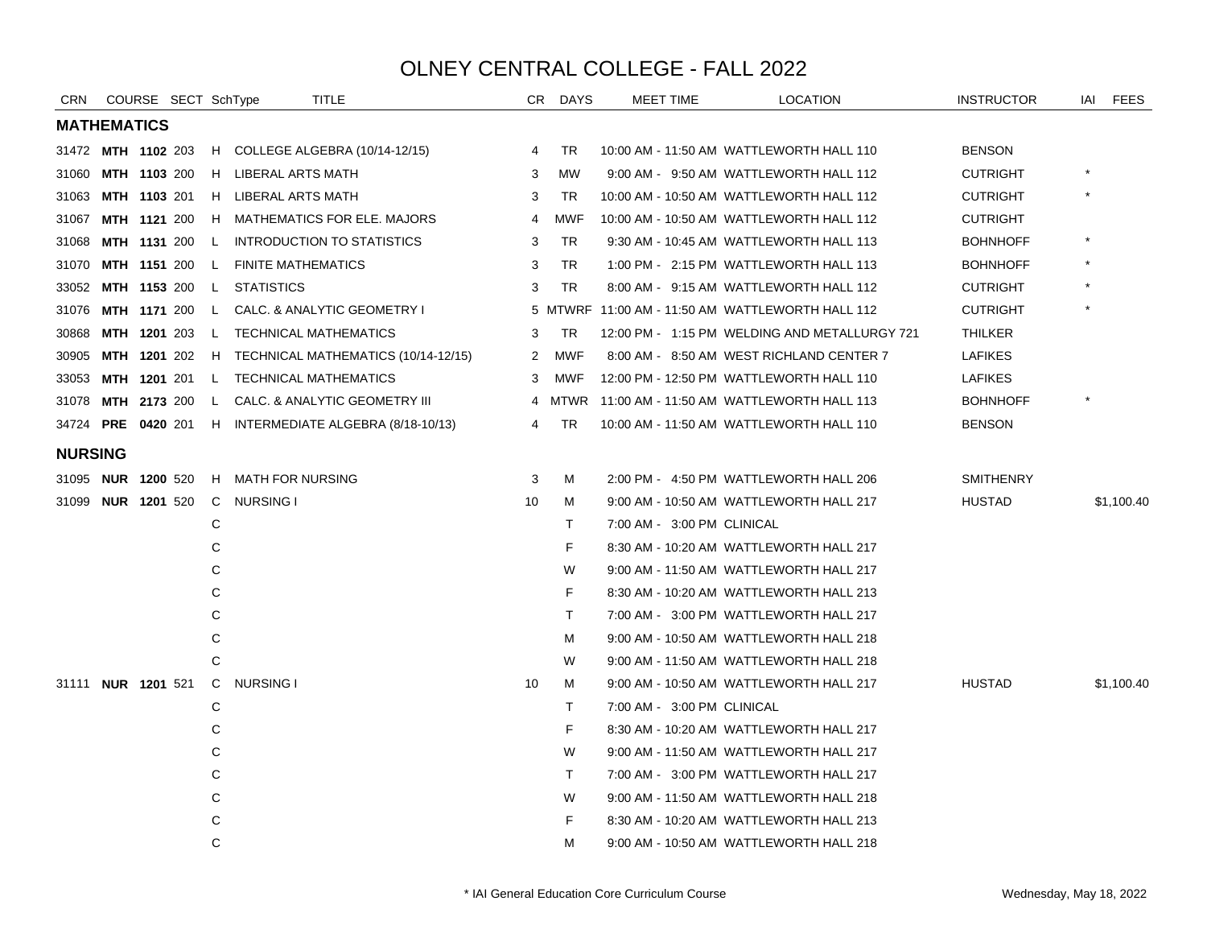# OLNEY CENTRAL COLLEGE - FALL 2022

| CRN | COURSE | SECT | SchType | TITLE | CR | DAYS | MEET TIME | LOCATION | INSTRUCTOR | IAI | FEES |
|---|---|---|---|---|---|---|---|---|---|---|---|
| **MATHEMATICS** | | | | | | | | | | | |
| 31472 | **MTH 1102** | 203 | H | COLLEGE ALGEBRA (10/14-12/15) | 4 | TR | 10:00 AM - 11:50 AM | WATTLEWORTH HALL 110 | BENSON | | |
| 31060 | **MTH 1103** | 200 | H | LIBERAL ARTS MATH | 3 | MW | 9:00 AM - 9:50 AM | WATTLEWORTH HALL 112 | CUTRIGHT | * | |
| 31063 | **MTH 1103** | 201 | H | LIBERAL ARTS MATH | 3 | TR | 10:00 AM - 10:50 AM | WATTLEWORTH HALL 112 | CUTRIGHT | * | |
| 31067 | **MTH 1121** | 200 | H | MATHEMATICS FOR ELE. MAJORS | 4 | MWF | 10:00 AM - 10:50 AM | WATTLEWORTH HALL 112 | CUTRIGHT | | |
| 31068 | **MTH 1131** | 200 | L | INTRODUCTION TO STATISTICS | 3 | TR | 9:30 AM - 10:45 AM | WATTLEWORTH HALL 113 | BOHNHOFF | * | |
| 31070 | **MTH 1151** | 200 | L | FINITE MATHEMATICS | 3 | TR | 1:00 PM - 2:15 PM | WATTLEWORTH HALL 113 | BOHNHOFF | * | |
| 33052 | **MTH 1153** | 200 | L | STATISTICS | 3 | TR | 8:00 AM - 9:15 AM | WATTLEWORTH HALL 112 | CUTRIGHT | * | |
| 31076 | **MTH 1171** | 200 | L | CALC. & ANALYTIC GEOMETRY I | 5 | MTWRF | 11:00 AM - 11:50 AM | WATTLEWORTH HALL 112 | CUTRIGHT | * | |
| 30868 | **MTH 1201** | 203 | L | TECHNICAL MATHEMATICS | 3 | TR | 12:00 PM - 1:15 PM | WELDING AND METALLURGY 721 | THILKER | | |
| 30905 | **MTH 1201** | 202 | H | TECHNICAL MATHEMATICS (10/14-12/15) | 2 | MWF | 8:00 AM - 8:50 AM | WEST RICHLAND CENTER 7 | LAFIKES | | |
| 33053 | **MTH 1201** | 201 | L | TECHNICAL MATHEMATICS | 3 | MWF | 12:00 PM - 12:50 PM | WATTLEWORTH HALL 110 | LAFIKES | | |
| 31078 | **MTH 2173** | 200 | L | CALC. & ANALYTIC GEOMETRY III | 4 | MTWR | 11:00 AM - 11:50 AM | WATTLEWORTH HALL 113 | BOHNHOFF | * | |
| 34724 | **PRE 0420** | 201 | H | INTERMEDIATE ALGEBRA (8/18-10/13) | 4 | TR | 10:00 AM - 11:50 AM | WATTLEWORTH HALL 110 | BENSON | | |
| **NURSING** | | | | | | | | | | | |
| 31095 | **NUR 1200** | 520 | H | MATH FOR NURSING | 3 | M | 2:00 PM - 4:50 PM | WATTLEWORTH HALL 206 | SMITHENRY | | |
| 31099 | **NUR 1201** | 520 | C | NURSING I | 10 | M | 9:00 AM - 10:50 AM | WATTLEWORTH HALL 217 | HUSTAD | | $1,100.40 |
| | | | C | | | T | 7:00 AM - 3:00 PM | CLINICAL | | | |
| | | | C | | | F | 8:30 AM - 10:20 AM | WATTLEWORTH HALL 217 | | | |
| | | | C | | | W | 9:00 AM - 11:50 AM | WATTLEWORTH HALL 217 | | | |
| | | | C | | | F | 8:30 AM - 10:20 AM | WATTLEWORTH HALL 213 | | | |
| | | | C | | | T | 7:00 AM - 3:00 PM | WATTLEWORTH HALL 217 | | | |
| | | | C | | | M | 9:00 AM - 10:50 AM | WATTLEWORTH HALL 218 | | | |
| | | | C | | | W | 9:00 AM - 11:50 AM | WATTLEWORTH HALL 218 | | | |
| 31111 | **NUR 1201** | 521 | C | NURSING I | 10 | M | 9:00 AM - 10:50 AM | WATTLEWORTH HALL 217 | HUSTAD | | $1,100.40 |
| | | | C | | | T | 7:00 AM - 3:00 PM | CLINICAL | | | |
| | | | C | | | F | 8:30 AM - 10:20 AM | WATTLEWORTH HALL 217 | | | |
| | | | C | | | W | 9:00 AM - 11:50 AM | WATTLEWORTH HALL 217 | | | |
| | | | C | | | T | 7:00 AM - 3:00 PM | WATTLEWORTH HALL 217 | | | |
| | | | C | | | W | 9:00 AM - 11:50 AM | WATTLEWORTH HALL 218 | | | |
| | | | C | | | F | 8:30 AM - 10:20 AM | WATTLEWORTH HALL 213 | | | |
| | | | C | | | M | 9:00 AM - 10:50 AM | WATTLEWORTH HALL 218 | | | |

\* IAI General Education Core Curriculum Course

Wednesday, May 18, 2022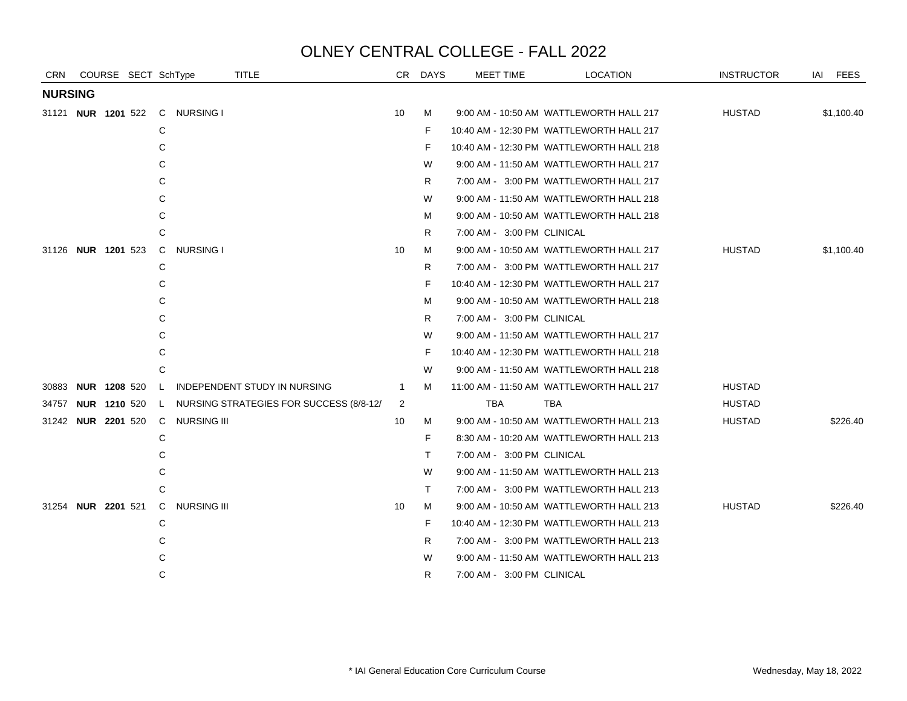# OLNEY CENTRAL COLLEGE - FALL 2022

| CRN | COURSE | SECT | SchType | TITLE | CR | DAYS | MEET TIME | LOCATION | INSTRUCTOR | IAI | FEES |
|---|---|---|---|---|---|---|---|---|---|---|---|
| **NURSING** | | | | | | | | | | | |
| 31121 | **NUR 1201** | 522 | C | NURSING I | 10 | M | 9:00 AM - 10:50 AM | WATTLEWORTH HALL 217 | HUSTAD | | $1,100.40 |
| | | | C | | | F | 10:40 AM - 12:30 PM | WATTLEWORTH HALL 217 | | | |
| | | | C | | | F | 10:40 AM - 12:30 PM | WATTLEWORTH HALL 218 | | | |
| | | | C | | | W | 9:00 AM - 11:50 AM | WATTLEWORTH HALL 217 | | | |
| | | | C | | | R | 7:00 AM - 3:00 PM | WATTLEWORTH HALL 217 | | | |
| | | | C | | | W | 9:00 AM - 11:50 AM | WATTLEWORTH HALL 218 | | | |
| | | | C | | | M | 9:00 AM - 10:50 AM | WATTLEWORTH HALL 218 | | | |
| | | | C | | | R | 7:00 AM - 3:00 PM | CLINICAL | | | |
| 31126 | **NUR 1201** | 523 | C | NURSING I | 10 | M | 9:00 AM - 10:50 AM | WATTLEWORTH HALL 217 | HUSTAD | | $1,100.40 |
| | | | C | | | R | 7:00 AM - 3:00 PM | WATTLEWORTH HALL 217 | | | |
| | | | C | | | F | 10:40 AM - 12:30 PM | WATTLEWORTH HALL 217 | | | |
| | | | C | | | M | 9:00 AM - 10:50 AM | WATTLEWORTH HALL 218 | | | |
| | | | C | | | R | 7:00 AM - 3:00 PM | CLINICAL | | | |
| | | | C | | | W | 9:00 AM - 11:50 AM | WATTLEWORTH HALL 217 | | | |
| | | | C | | | F | 10:40 AM - 12:30 PM | WATTLEWORTH HALL 218 | | | |
| | | | C | | | W | 9:00 AM - 11:50 AM | WATTLEWORTH HALL 218 | | | |
| 30883 | **NUR 1208** | 520 | L | INDEPENDENT STUDY IN NURSING | 1 | M | 11:00 AM - 11:50 AM | WATTLEWORTH HALL 217 | HUSTAD | | |
| 34757 | **NUR 1210** | 520 | L | NURSING STRATEGIES FOR SUCCESS (8/8-12/ | 2 | | TBA | TBA | HUSTAD | | |
| 31242 | **NUR 2201** | 520 | C | NURSING III | 10 | M | 9:00 AM - 10:50 AM | WATTLEWORTH HALL 213 | HUSTAD | | $226.40 |
| | | | C | | | F | 8:30 AM - 10:20 AM | WATTLEWORTH HALL 213 | | | |
| | | | C | | | T | 7:00 AM - 3:00 PM | CLINICAL | | | |
| | | | C | | | W | 9:00 AM - 11:50 AM | WATTLEWORTH HALL 213 | | | |
| | | | C | | | T | 7:00 AM - 3:00 PM | WATTLEWORTH HALL 213 | | | |
| 31254 | **NUR 2201** | 521 | C | NURSING III | 10 | M | 9:00 AM - 10:50 AM | WATTLEWORTH HALL 213 | HUSTAD | | $226.40 |
| | | | C | | | F | 10:40 AM - 12:30 PM | WATTLEWORTH HALL 213 | | | |
| | | | C | | | R | 7:00 AM - 3:00 PM | WATTLEWORTH HALL 213 | | | |
| | | | C | | | W | 9:00 AM - 11:50 AM | WATTLEWORTH HALL 213 | | | |
| | | | C | | | R | 7:00 AM - 3:00 PM | CLINICAL | | | |

\* IAI General Education Core Curriculum Course

Wednesday, May 18, 2022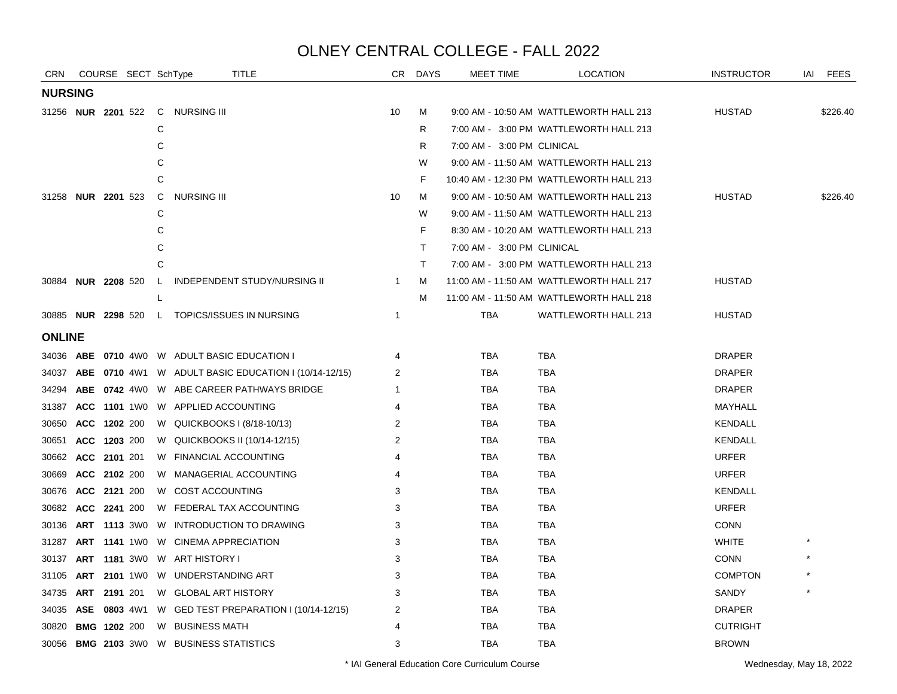# OLNEY CENTRAL COLLEGE - FALL 2022

| CRN | COURSE | SECT | SchType | TITLE | CR | DAYS | MEET TIME | LOCATION | INSTRUCTOR | IAI | FEES |
|---|---|---|---|---|---|---|---|---|---|---|---|
| **NURSING** | | | | | | | | | | | |
| 31256 | **NUR 2201** | 522 | C | NURSING III | 10 | M | 9:00 AM - 10:50 AM | WATTLEWORTH HALL 213 | HUSTAD | | $226.40 |
| | | | C | | | R | 7:00 AM - 3:00 PM | WATTLEWORTH HALL 213 | | | |
| | | | C | | | R | 7:00 AM - 3:00 PM | CLINICAL | | | |
| | | | C | | | W | 9:00 AM - 11:50 AM | WATTLEWORTH HALL 213 | | | |
| | | | C | | | F | 10:40 AM - 12:30 PM | WATTLEWORTH HALL 213 | | | |
| 31258 | **NUR 2201** | 523 | C | NURSING III | 10 | M | 9:00 AM - 10:50 AM | WATTLEWORTH HALL 213 | HUSTAD | | $226.40 |
| | | | C | | | W | 9:00 AM - 11:50 AM | WATTLEWORTH HALL 213 | | | |
| | | | C | | | F | 8:30 AM - 10:20 AM | WATTLEWORTH HALL 213 | | | |
| | | | C | | | T | 7:00 AM - 3:00 PM | CLINICAL | | | |
| | | | C | | | T | 7:00 AM - 3:00 PM | WATTLEWORTH HALL 213 | | | |
| 30884 | **NUR 2208** | 520 | L | INDEPENDENT STUDY/NURSING II | 1 | M | 11:00 AM - 11:50 AM | WATTLEWORTH HALL 217 | HUSTAD | | |
| | | | L | | | M | 11:00 AM - 11:50 AM | WATTLEWORTH HALL 218 | | | |
| 30885 | **NUR 2298** | 520 | L | TOPICS/ISSUES IN NURSING | 1 | | TBA | WATTLEWORTH HALL 213 | HUSTAD | | |
| **ONLINE** | | | | | | | | | | | |
| 34036 | **ABE 0710** | 4W0 | W | ADULT BASIC EDUCATION I | 4 | | TBA | TBA | DRAPER | | |
| 34037 | **ABE 0710** | 4W1 | W | ADULT BASIC EDUCATION I (10/14-12/15) | 2 | | TBA | TBA | DRAPER | | |
| 34294 | **ABE 0742** | 4W0 | W | ABE CAREER PATHWAYS BRIDGE | 1 | | TBA | TBA | DRAPER | | |
| 31387 | **ACC 1101** | 1W0 | W | APPLIED ACCOUNTING | 4 | | TBA | TBA | MAYHALL | | |
| 30650 | **ACC 1202** | 200 | W | QUICKBOOKS I (8/18-10/13) | 2 | | TBA | TBA | KENDALL | | |
| 30651 | **ACC 1203** | 200 | W | QUICKBOOKS II (10/14-12/15) | 2 | | TBA | TBA | KENDALL | | |
| 30662 | **ACC 2101** | 201 | W | FINANCIAL ACCOUNTING | 4 | | TBA | TBA | URFER | | |
| 30669 | **ACC 2102** | 200 | W | MANAGERIAL ACCOUNTING | 4 | | TBA | TBA | URFER | | |
| 30676 | **ACC 2121** | 200 | W | COST ACCOUNTING | 3 | | TBA | TBA | KENDALL | | |
| 30682 | **ACC 2241** | 200 | W | FEDERAL TAX ACCOUNTING | 3 | | TBA | TBA | URFER | | |
| 30136 | **ART 1113** | 3W0 | W | INTRODUCTION TO DRAWING | 3 | | TBA | TBA | CONN | | |
| 31287 | **ART 1141** | 1W0 | W | CINEMA APPRECIATION | 3 | | TBA | TBA | WHITE | * | |
| 30137 | **ART 1181** | 3W0 | W | ART HISTORY I | 3 | | TBA | TBA | CONN | * | |
| 31105 | **ART 2101** | 1W0 | W | UNDERSTANDING ART | 3 | | TBA | TBA | COMPTON | * | |
| 34735 | **ART 2191** | 201 | W | GLOBAL ART HISTORY | 3 | | TBA | TBA | SANDY | * | |
| 34035 | **ASE 0803** | 4W1 | W | GED TEST PREPARATION I (10/14-12/15) | 2 | | TBA | TBA | DRAPER | | |
| 30820 | **BMG 1202** | 200 | W | BUSINESS MATH | 4 | | TBA | TBA | CUTRIGHT | | |
| 30056 | **BMG 2103** | 3W0 | W | BUSINESS STATISTICS | 3 | | TBA | TBA | BROWN | | |

\* IAI General Education Core Curriculum Course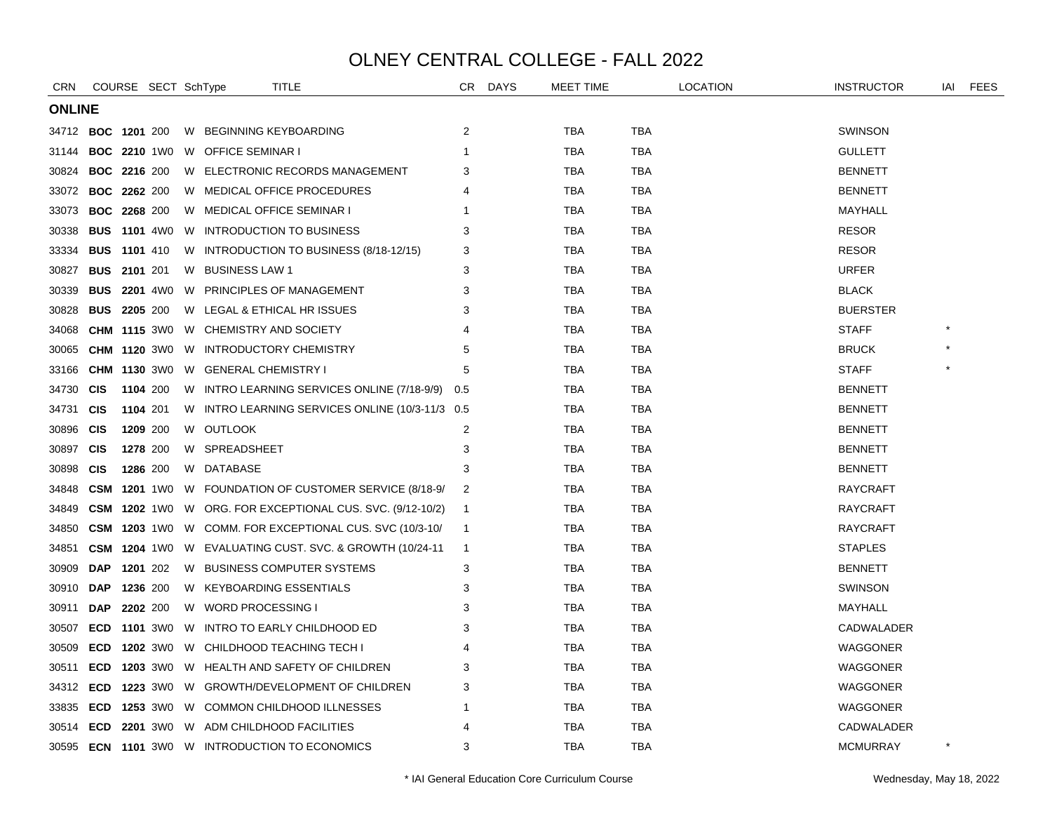# OLNEY CENTRAL COLLEGE - FALL 2022

| CRN | COURSE | | SECT | SchType | TITLE | CR | DAYS | MEET TIME | LOCATION | | INSTRUCTOR | IAI | FEES |
|---|---|---|---|---|---|---|---|---|---|---|---|---|---|
| **ONLINE** | | | | | | | | | | | | | |
| 34712 | **BOC** | **1201** | 200 | W | BEGINNING KEYBOARDING | 2 | | TBA | TBA | | SWINSON | | |
| 31144 | **BOC** | **2210** | 1W0 | W | OFFICE SEMINAR I | 1 | | TBA | TBA | | GULLETT | | |
| 30824 | **BOC** | **2216** | 200 | W | ELECTRONIC RECORDS MANAGEMENT | 3 | | TBA | TBA | | BENNETT | | |
| 33072 | **BOC** | **2262** | 200 | W | MEDICAL OFFICE PROCEDURES | 4 | | TBA | TBA | | BENNETT | | |
| 33073 | **BOC** | **2268** | 200 | W | MEDICAL OFFICE SEMINAR I | 1 | | TBA | TBA | | MAYHALL | | |
| 30338 | **BUS** | **1101** | 4W0 | W | INTRODUCTION TO BUSINESS | 3 | | TBA | TBA | | RESOR | | |
| 33334 | **BUS** | **1101** | 410 | W | INTRODUCTION TO BUSINESS (8/18-12/15) | 3 | | TBA | TBA | | RESOR | | |
| 30827 | **BUS** | **2101** | 201 | W | BUSINESS LAW 1 | 3 | | TBA | TBA | | URFER | | |
| 30339 | **BUS** | **2201** | 4W0 | W | PRINCIPLES OF MANAGEMENT | 3 | | TBA | TBA | | BLACK | | |
| 30828 | **BUS** | **2205** | 200 | W | LEGAL & ETHICAL HR ISSUES | 3 | | TBA | TBA | | BUERSTER | | |
| 34068 | **CHM** | **1115** | 3W0 | W | CHEMISTRY AND SOCIETY | 4 | | TBA | TBA | | STAFF | * | |
| 30065 | **CHM** | **1120** | 3W0 | W | INTRODUCTORY CHEMISTRY | 5 | | TBA | TBA | | BRUCK | * | |
| 33166 | **CHM** | **1130** | 3W0 | W | GENERAL CHEMISTRY I | 5 | | TBA | TBA | | STAFF | * | |
| 34730 | **CIS** | **1104** | 200 | W | INTRO LEARNING SERVICES ONLINE (7/18-9/9) | 0.5 | | TBA | TBA | | BENNETT | | |
| 34731 | **CIS** | **1104** | 201 | W | INTRO LEARNING SERVICES ONLINE (10/3-11/3 | 0.5 | | TBA | TBA | | BENNETT | | |
| 30896 | **CIS** | **1209** | 200 | W | OUTLOOK | 2 | | TBA | TBA | | BENNETT | | |
| 30897 | **CIS** | **1278** | 200 | W | SPREADSHEET | 3 | | TBA | TBA | | BENNETT | | |
| 30898 | **CIS** | **1286** | 200 | W | DATABASE | 3 | | TBA | TBA | | BENNETT | | |
| 34848 | **CSM** | **1201** | 1W0 | W | FOUNDATION OF CUSTOMER SERVICE (8/18-9/ | 2 | | TBA | TBA | | RAYCRAFT | | |
| 34849 | **CSM** | **1202** | 1W0 | W | ORG. FOR EXCEPTIONAL CUS. SVC. (9/12-10/2) | 1 | | TBA | TBA | | RAYCRAFT | | |
| 34850 | **CSM** | **1203** | 1W0 | W | COMM. FOR EXCEPTIONAL CUS. SVC (10/3-10/ | 1 | | TBA | TBA | | RAYCRAFT | | |
| 34851 | **CSM** | **1204** | 1W0 | W | EVALUATING CUST. SVC. & GROWTH (10/24-11 | 1 | | TBA | TBA | | STAPLES | | |
| 30909 | **DAP** | **1201** | 202 | W | BUSINESS COMPUTER SYSTEMS | 3 | | TBA | TBA | | BENNETT | | |
| 30910 | **DAP** | **1236** | 200 | W | KEYBOARDING ESSENTIALS | 3 | | TBA | TBA | | SWINSON | | |
| 30911 | **DAP** | **2202** | 200 | W | WORD PROCESSING I | 3 | | TBA | TBA | | MAYHALL | | |
| 30507 | **ECD** | **1101** | 3W0 | W | INTRO TO EARLY CHILDHOOD ED | 3 | | TBA | TBA | | CADWALADER | | |
| 30509 | **ECD** | **1202** | 3W0 | W | CHILDHOOD TEACHING TECH I | 4 | | TBA | TBA | | WAGGONER | | |
| 30511 | **ECD** | **1203** | 3W0 | W | HEALTH AND SAFETY OF CHILDREN | 3 | | TBA | TBA | | WAGGONER | | |
| 34312 | **ECD** | **1223** | 3W0 | W | GROWTH/DEVELOPMENT OF CHILDREN | 3 | | TBA | TBA | | WAGGONER | | |
| 33835 | **ECD** | **1253** | 3W0 | W | COMMON CHILDHOOD ILLNESSES | 1 | | TBA | TBA | | WAGGONER | | |
| 30514 | **ECD** | **2201** | 3W0 | W | ADM CHILDHOOD FACILITIES | 4 | | TBA | TBA | | CADWALADER | | |
| 30595 | **ECN** | **1101** | 3W0 | W | INTRODUCTION TO ECONOMICS | 3 | | TBA | TBA | | MCMURRAY | * | |

\* IAI General Education Core Curriculum Course

Wednesday, May 18, 2022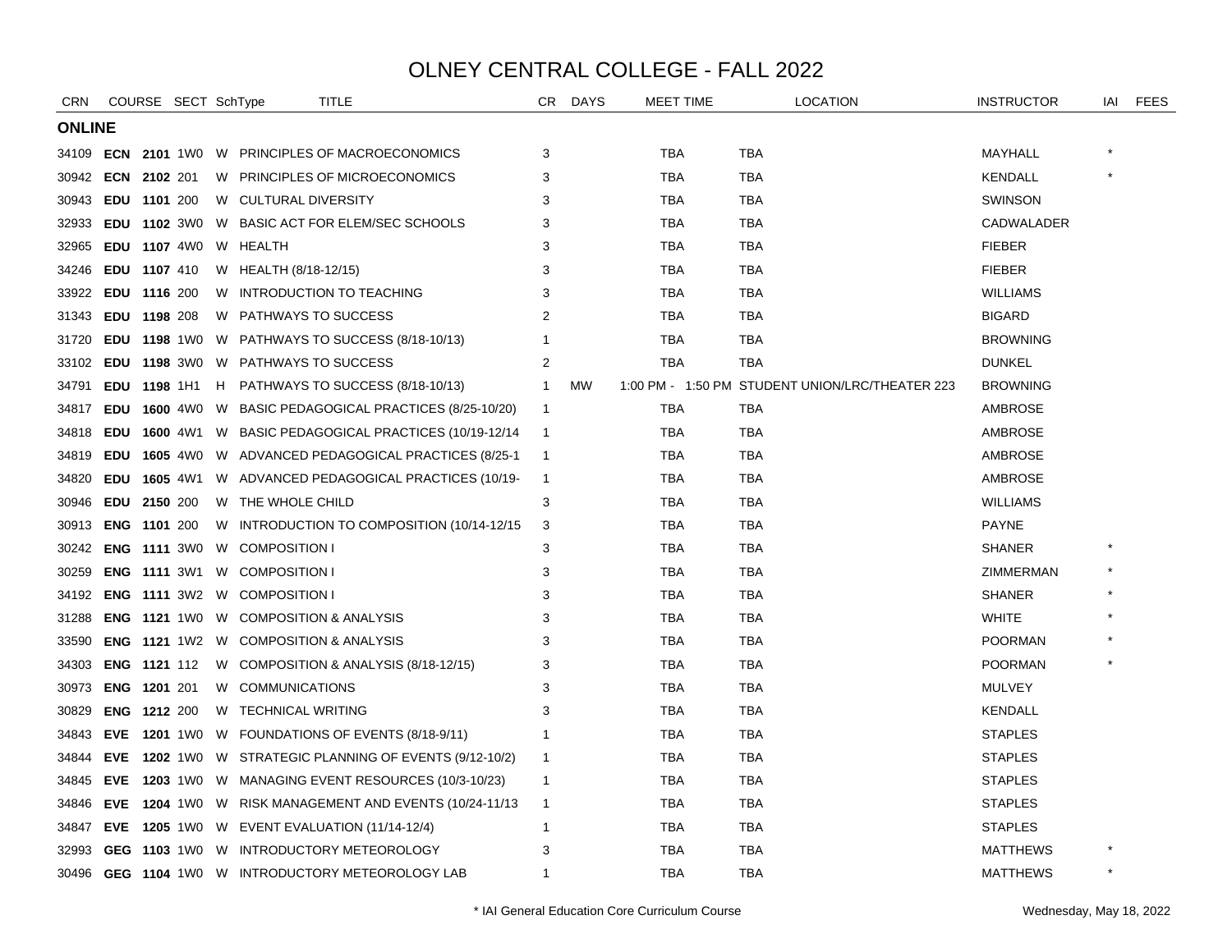# OLNEY CENTRAL COLLEGE - FALL 2022

| CRN | COURSE | | SECT | SchType | TITLE | CR | DAYS | MEET TIME | LOCATION | INSTRUCTOR | IAI | FEES |
|---|---|---|---|---|---|---|---|---|---|---|---|---|
| **ONLINE** | | | | | | | | | | | | |
| 34109 | **ECN** | **2101** | 1W0 | W | PRINCIPLES OF MACROECONOMICS | 3 | | TBA | TBA | MAYHALL | * | |
| 30942 | **ECN** | **2102** | 201 | W | PRINCIPLES OF MICROECONOMICS | 3 | | TBA | TBA | KENDALL | * | |
| 30943 | **EDU** | **1101** | 200 | W | CULTURAL DIVERSITY | 3 | | TBA | TBA | SWINSON | | |
| 32933 | **EDU** | **1102** | 3W0 | W | BASIC ACT FOR ELEM/SEC SCHOOLS | 3 | | TBA | TBA | CADWALADER | | |
| 32965 | **EDU** | **1107** | 4W0 | W | HEALTH | 3 | | TBA | TBA | FIEBER | | |
| 34246 | **EDU** | **1107** | 410 | W | HEALTH (8/18-12/15) | 3 | | TBA | TBA | FIEBER | | |
| 33922 | **EDU** | **1116** | 200 | W | INTRODUCTION TO TEACHING | 3 | | TBA | TBA | WILLIAMS | | |
| 31343 | **EDU** | **1198** | 208 | W | PATHWAYS TO SUCCESS | 2 | | TBA | TBA | BIGARD | | |
| 31720 | **EDU** | **1198** | 1W0 | W | PATHWAYS TO SUCCESS (8/18-10/13) | 1 | | TBA | TBA | BROWNING | | |
| 33102 | **EDU** | **1198** | 3W0 | W | PATHWAYS TO SUCCESS | 2 | | TBA | TBA | DUNKEL | | |
| 34791 | **EDU** | **1198** | 1H1 | H | PATHWAYS TO SUCCESS (8/18-10/13) | 1 | MW | 1:00 PM - 1:50 PM | STUDENT UNION/LRC/THEATER 223 | BROWNING | | |
| 34817 | **EDU** | **1600** | 4W0 | W | BASIC PEDAGOGICAL PRACTICES (8/25-10/20) | 1 | | TBA | TBA | AMBROSE | | |
| 34818 | **EDU** | **1600** | 4W1 | W | BASIC PEDAGOGICAL PRACTICES (10/19-12/14 | 1 | | TBA | TBA | AMBROSE | | |
| 34819 | **EDU** | **1605** | 4W0 | W | ADVANCED PEDAGOGICAL PRACTICES (8/25-1 | 1 | | TBA | TBA | AMBROSE | | |
| 34820 | **EDU** | **1605** | 4W1 | W | ADVANCED PEDAGOGICAL PRACTICES (10/19- | 1 | | TBA | TBA | AMBROSE | | |
| 30946 | **EDU** | **2150** | 200 | W | THE WHOLE CHILD | 3 | | TBA | TBA | WILLIAMS | | |
| 30913 | **ENG** | **1101** | 200 | W | INTRODUCTION TO COMPOSITION (10/14-12/15 | 3 | | TBA | TBA | PAYNE | | |
| 30242 | **ENG** | **1111** | 3W0 | W | COMPOSITION I | 3 | | TBA | TBA | SHANER | * | |
| 30259 | **ENG** | **1111** | 3W1 | W | COMPOSITION I | 3 | | TBA | TBA | ZIMMERMAN | * | |
| 34192 | **ENG** | **1111** | 3W2 | W | COMPOSITION I | 3 | | TBA | TBA | SHANER | * | |
| 31288 | **ENG** | **1121** | 1W0 | W | COMPOSITION & ANALYSIS | 3 | | TBA | TBA | WHITE | * | |
| 33590 | **ENG** | **1121** | 1W2 | W | COMPOSITION & ANALYSIS | 3 | | TBA | TBA | POORMAN | * | |
| 34303 | **ENG** | **1121** | 112 | W | COMPOSITION & ANALYSIS (8/18-12/15) | 3 | | TBA | TBA | POORMAN | * | |
| 30973 | **ENG** | **1201** | 201 | W | COMMUNICATIONS | 3 | | TBA | TBA | MULVEY | | |
| 30829 | **ENG** | **1212** | 200 | W | TECHNICAL WRITING | 3 | | TBA | TBA | KENDALL | | |
| 34843 | **EVE** | **1201** | 1W0 | W | FOUNDATIONS OF EVENTS (8/18-9/11) | 1 | | TBA | TBA | STAPLES | | |
| 34844 | **EVE** | **1202** | 1W0 | W | STRATEGIC PLANNING OF EVENTS (9/12-10/2) | 1 | | TBA | TBA | STAPLES | | |
| 34845 | **EVE** | **1203** | 1W0 | W | MANAGING EVENT RESOURCES (10/3-10/23) | 1 | | TBA | TBA | STAPLES | | |
| 34846 | **EVE** | **1204** | 1W0 | W | RISK MANAGEMENT AND EVENTS (10/24-11/13 | 1 | | TBA | TBA | STAPLES | | |
| 34847 | **EVE** | **1205** | 1W0 | W | EVENT EVALUATION (11/14-12/4) | 1 | | TBA | TBA | STAPLES | | |
| 32993 | **GEG** | **1103** | 1W0 | W | INTRODUCTORY METEOROLOGY | 3 | | TBA | TBA | MATTHEWS | * | |
| 30496 | **GEG** | **1104** | 1W0 | W | INTRODUCTORY METEOROLOGY LAB | 1 | | TBA | TBA | MATTHEWS | * | |

\* IAI General Education Core Curriculum Course

Wednesday, May 18, 2022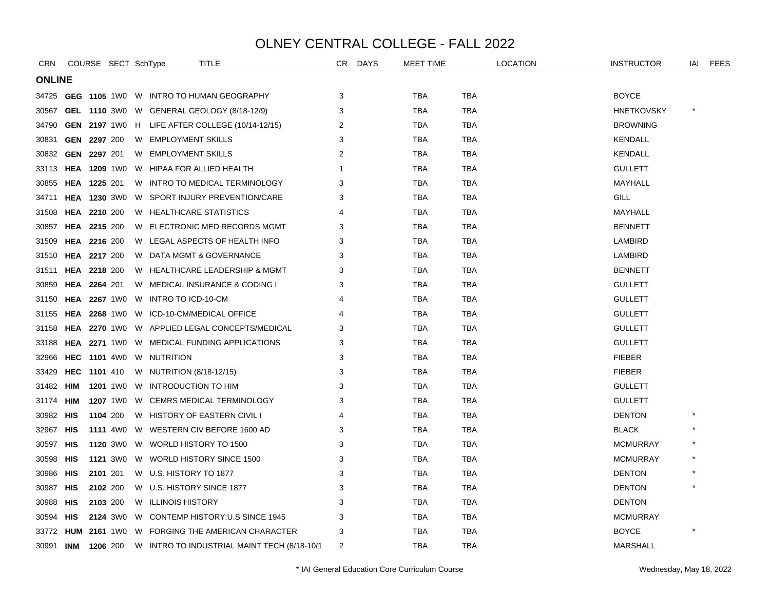# OLNEY CENTRAL COLLEGE - FALL 2022

## ONLINE

| CRN | COURSE | | SECT | SchType | TITLE | CR | DAYS | MEET TIME | LOCATION | INSTRUCTOR | IAI | FEES |
|---|---|---|---|---|---|---|---|---|---|---|---|---|
| 34725 | **GEG** | **1105** | 1W0 | W | INTRO TO HUMAN GEOGRAPHY | 3 | | TBA | TBA | BOYCE | | |
| 30567 | **GEL** | **1110** | 3W0 | W | GENERAL GEOLOGY (8/18-12/9) | 3 | | TBA | TBA | HNETKOVSKY | * | |
| 34790 | **GEN** | **2197** | 1W0 | H | LIFE AFTER COLLEGE (10/14-12/15) | 2 | | TBA | TBA | BROWNING | | |
| 30831 | **GEN** | **2297** | 200 | W | EMPLOYMENT SKILLS | 3 | | TBA | TBA | KENDALL | | |
| 30832 | **GEN** | **2297** | 201 | W | EMPLOYMENT SKILLS | 2 | | TBA | TBA | KENDALL | | |
| 33113 | **HEA** | **1209** | 1W0 | W | HIPAA FOR ALLIED HEALTH | 1 | | TBA | TBA | GULLETT | | |
| 30855 | **HEA** | **1225** | 201 | W | INTRO TO MEDICAL TERMINOLOGY | 3 | | TBA | TBA | MAYHALL | | |
| 34711 | **HEA** | **1230** | 3W0 | W | SPORT INJURY PREVENTION/CARE | 3 | | TBA | TBA | GILL | | |
| 31508 | **HEA** | **2210** | 200 | W | HEALTHCARE STATISTICS | 4 | | TBA | TBA | MAYHALL | | |
| 30857 | **HEA** | **2215** | 200 | W | ELECTRONIC MED RECORDS MGMT | 3 | | TBA | TBA | BENNETT | | |
| 31509 | **HEA** | **2216** | 200 | W | LEGAL ASPECTS OF HEALTH INFO | 3 | | TBA | TBA | LAMBIRD | | |
| 31510 | **HEA** | **2217** | 200 | W | DATA MGMT & GOVERNANCE | 3 | | TBA | TBA | LAMBIRD | | |
| 31511 | **HEA** | **2218** | 200 | W | HEALTHCARE LEADERSHIP & MGMT | 3 | | TBA | TBA | BENNETT | | |
| 30859 | **HEA** | **2264** | 201 | W | MEDICAL INSURANCE & CODING I | 3 | | TBA | TBA | GULLETT | | |
| 31150 | **HEA** | **2267** | 1W0 | W | INTRO TO ICD-10-CM | 4 | | TBA | TBA | GULLETT | | |
| 31155 | **HEA** | **2268** | 1W0 | W | ICD-10-CM/MEDICAL OFFICE | 4 | | TBA | TBA | GULLETT | | |
| 31158 | **HEA** | **2270** | 1W0 | W | APPLIED LEGAL CONCEPTS/MEDICAL | 3 | | TBA | TBA | GULLETT | | |
| 33188 | **HEA** | **2271** | 1W0 | W | MEDICAL FUNDING APPLICATIONS | 3 | | TBA | TBA | GULLETT | | |
| 32966 | **HEC** | **1101** | 4W0 | W | NUTRITION | 3 | | TBA | TBA | FIEBER | | |
| 33429 | **HEC** | **1101** | 410 | W | NUTRITION (8/18-12/15) | 3 | | TBA | TBA | FIEBER | | |
| 31482 | **HIM** | **1201** | 1W0 | W | INTRODUCTION TO HIM | 3 | | TBA | TBA | GULLETT | | |
| 31174 | **HIM** | **1207** | 1W0 | W | CEMRS MEDICAL TERMINOLOGY | 3 | | TBA | TBA | GULLETT | | |
| 30982 | **HIS** | **1104** | 200 | W | HISTORY OF EASTERN CIVIL I | 4 | | TBA | TBA | DENTON | * | |
| 32967 | **HIS** | **1111** | 4W0 | W | WESTERN CIV BEFORE 1600 AD | 3 | | TBA | TBA | BLACK | * | |
| 30597 | **HIS** | **1120** | 3W0 | W | WORLD HISTORY TO 1500 | 3 | | TBA | TBA | MCMURRAY | * | |
| 30598 | **HIS** | **1121** | 3W0 | W | WORLD HISTORY SINCE 1500 | 3 | | TBA | TBA | MCMURRAY | * | |
| 30986 | **HIS** | **2101** | 201 | W | U.S. HISTORY TO 1877 | 3 | | TBA | TBA | DENTON | * | |
| 30987 | **HIS** | **2102** | 200 | W | U.S. HISTORY SINCE 1877 | 3 | | TBA | TBA | DENTON | * | |
| 30988 | **HIS** | **2103** | 200 | W | ILLINOIS HISTORY | 3 | | TBA | TBA | DENTON | | |
| 30594 | **HIS** | **2124** | 3W0 | W | CONTEMP HISTORY:U.S SINCE 1945 | 3 | | TBA | TBA | MCMURRAY | | |
| 33772 | **HUM** | **2161** | 1W0 | W | FORGING THE AMERICAN CHARACTER | 3 | | TBA | TBA | BOYCE | * | |
| 30991 | **INM** | **1206** | 200 | W | INTRO TO INDUSTRIAL MAINT TECH (8/18-10/1 | 2 | | TBA | TBA | MARSHALL | | |

\* IAI General Education Core Curriculum Course

Wednesday, May 18, 2022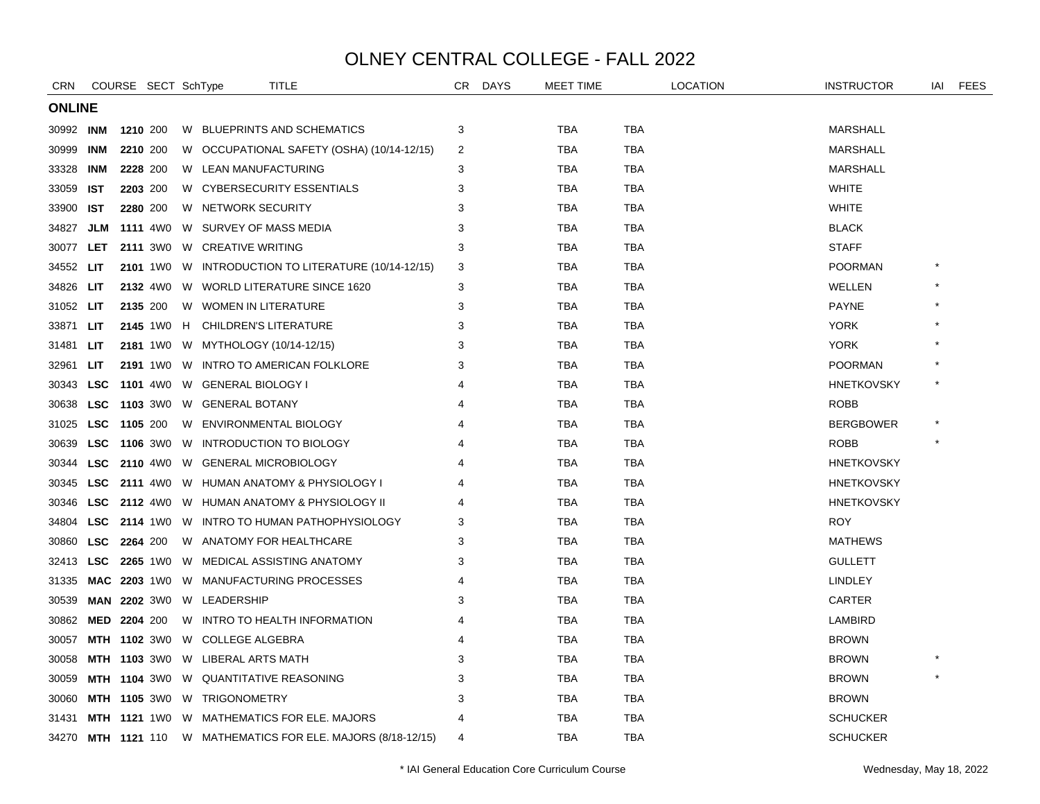# OLNEY CENTRAL COLLEGE - FALL 2022

## ONLINE

| CRN | COURSE | | SECT | SchType | TITLE | CR | DAYS | MEET TIME | LOCATION | INSTRUCTOR | IAI | FEES |
|---|---|---|---|---|---|---|---|---|---|---|---|---|
| 30992 | **INM** | **1210** | 200 | W | BLUEPRINTS AND SCHEMATICS | 3 | | TBA | TBA | MARSHALL | | |
| 30999 | **INM** | **2210** | 200 | W | OCCUPATIONAL SAFETY (OSHA) (10/14-12/15) | 2 | | TBA | TBA | MARSHALL | | |
| 33328 | **INM** | **2228** | 200 | W | LEAN MANUFACTURING | 3 | | TBA | TBA | MARSHALL | | |
| 33059 | **IST** | **2203** | 200 | W | CYBERSECURITY ESSENTIALS | 3 | | TBA | TBA | WHITE | | |
| 33900 | **IST** | **2280** | 200 | W | NETWORK SECURITY | 3 | | TBA | TBA | WHITE | | |
| 34827 | **JLM** | **1111** | 4W0 | W | SURVEY OF MASS MEDIA | 3 | | TBA | TBA | BLACK | | |
| 30077 | **LET** | **2111** | 3W0 | W | CREATIVE WRITING | 3 | | TBA | TBA | STAFF | | |
| 34552 | **LIT** | **2101** | 1W0 | W | INTRODUCTION TO LITERATURE (10/14-12/15) | 3 | | TBA | TBA | POORMAN | * | |
| 34826 | **LIT** | **2132** | 4W0 | W | WORLD LITERATURE SINCE 1620 | 3 | | TBA | TBA | WELLEN | * | |
| 31052 | **LIT** | **2135** | 200 | W | WOMEN IN LITERATURE | 3 | | TBA | TBA | PAYNE | * | |
| 33871 | **LIT** | **2145** | 1W0 | H | CHILDREN'S LITERATURE | 3 | | TBA | TBA | YORK | * | |
| 31481 | **LIT** | **2181** | 1W0 | W | MYTHOLOGY (10/14-12/15) | 3 | | TBA | TBA | YORK | * | |
| 32961 | **LIT** | **2191** | 1W0 | W | INTRO TO AMERICAN FOLKLORE | 3 | | TBA | TBA | POORMAN | * | |
| 30343 | **LSC** | **1101** | 4W0 | W | GENERAL BIOLOGY I | 4 | | TBA | TBA | HNETKOVSKY | * | |
| 30638 | **LSC** | **1103** | 3W0 | W | GENERAL BOTANY | 4 | | TBA | TBA | ROBB | | |
| 31025 | **LSC** | **1105** | 200 | W | ENVIRONMENTAL BIOLOGY | 4 | | TBA | TBA | BERGBOWER | * | |
| 30639 | **LSC** | **1106** | 3W0 | W | INTRODUCTION TO BIOLOGY | 4 | | TBA | TBA | ROBB | * | |
| 30344 | **LSC** | **2110** | 4W0 | W | GENERAL MICROBIOLOGY | 4 | | TBA | TBA | HNETKOVSKY | | |
| 30345 | **LSC** | **2111** | 4W0 | W | HUMAN ANATOMY & PHYSIOLOGY I | 4 | | TBA | TBA | HNETKOVSKY | | |
| 30346 | **LSC** | **2112** | 4W0 | W | HUMAN ANATOMY & PHYSIOLOGY II | 4 | | TBA | TBA | HNETKOVSKY | | |
| 34804 | **LSC** | **2114** | 1W0 | W | INTRO TO HUMAN PATHOPHYSIOLOGY | 3 | | TBA | TBA | ROY | | |
| 30860 | **LSC** | **2264** | 200 | W | ANATOMY FOR HEALTHCARE | 3 | | TBA | TBA | MATHEWS | | |
| 32413 | **LSC** | **2265** | 1W0 | W | MEDICAL ASSISTING ANATOMY | 3 | | TBA | TBA | GULLETT | | |
| 31335 | **MAC** | **2203** | 1W0 | W | MANUFACTURING PROCESSES | 4 | | TBA | TBA | LINDLEY | | |
| 30539 | **MAN** | **2202** | 3W0 | W | LEADERSHIP | 3 | | TBA | TBA | CARTER | | |
| 30862 | **MED** | **2204** | 200 | W | INTRO TO HEALTH INFORMATION | 4 | | TBA | TBA | LAMBIRD | | |
| 30057 | **MTH** | **1102** | 3W0 | W | COLLEGE ALGEBRA | 4 | | TBA | TBA | BROWN | | |
| 30058 | **MTH** | **1103** | 3W0 | W | LIBERAL ARTS MATH | 3 | | TBA | TBA | BROWN | * | |
| 30059 | **MTH** | **1104** | 3W0 | W | QUANTITATIVE REASONING | 3 | | TBA | TBA | BROWN | * | |
| 30060 | **MTH** | **1105** | 3W0 | W | TRIGONOMETRY | 3 | | TBA | TBA | BROWN | | |
| 31431 | **MTH** | **1121** | 1W0 | W | MATHEMATICS FOR ELE. MAJORS | 4 | | TBA | TBA | SCHUCKER | | |
| 34270 | **MTH** | **1121** | 110 | W | MATHEMATICS FOR ELE. MAJORS (8/18-12/15) | 4 | | TBA | TBA | SCHUCKER | | |

\* IAI General Education Core Curriculum Course

Wednesday, May 18, 2022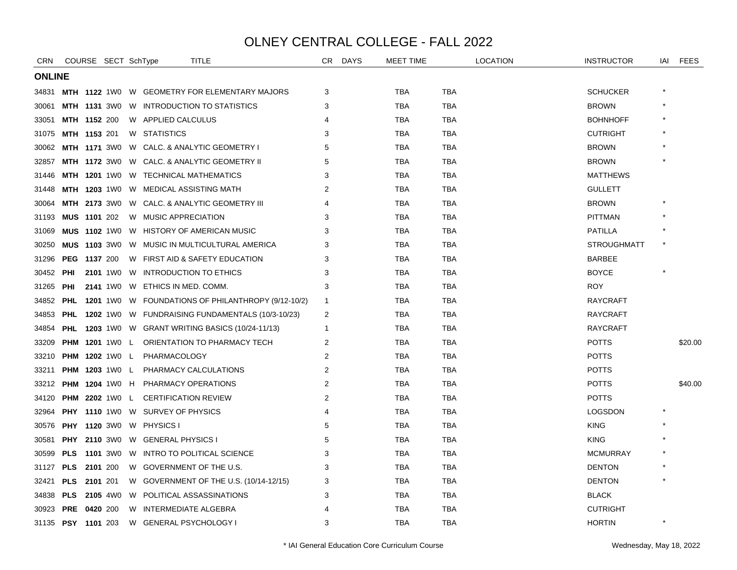# OLNEY CENTRAL COLLEGE - FALL 2022

| CRN | COURSE | | SECT | SchType | TITLE | CR | DAYS | MEET TIME | LOCATION | | INSTRUCTOR | IAI | FEES |
|---|---|---|---|---|---|---|---|---|---|---|---|---|---|
| **ONLINE** | | | | | | | | | | | | | |
| 34831 | **MTH** | **1122** | 1W0 | W | GEOMETRY FOR ELEMENTARY MAJORS | 3 | | TBA | TBA | | SCHUCKER | * | |
| 30061 | **MTH** | **1131** | 3W0 | W | INTRODUCTION TO STATISTICS | 3 | | TBA | TBA | | BROWN | * | |
| 33051 | **MTH** | **1152** | 200 | W | APPLIED CALCULUS | 4 | | TBA | TBA | | BOHNHOFF | * | |
| 31075 | **MTH** | **1153** | 201 | W | STATISTICS | 3 | | TBA | TBA | | CUTRIGHT | * | |
| 30062 | **MTH** | **1171** | 3W0 | W | CALC. & ANALYTIC GEOMETRY I | 5 | | TBA | TBA | | BROWN | * | |
| 32857 | **MTH** | **1172** | 3W0 | W | CALC. & ANALYTIC GEOMETRY II | 5 | | TBA | TBA | | BROWN | * | |
| 31446 | **MTH** | **1201** | 1W0 | W | TECHNICAL MATHEMATICS | 3 | | TBA | TBA | | MATTHEWS | | |
| 31448 | **MTH** | **1203** | 1W0 | W | MEDICAL ASSISTING MATH | 2 | | TBA | TBA | | GULLETT | | |
| 30064 | **MTH** | **2173** | 3W0 | W | CALC. & ANALYTIC GEOMETRY III | 4 | | TBA | TBA | | BROWN | * | |
| 31193 | **MUS** | **1101** | 202 | W | MUSIC APPRECIATION | 3 | | TBA | TBA | | PITTMAN | * | |
| 31069 | **MUS** | **1102** | 1W0 | W | HISTORY OF AMERICAN MUSIC | 3 | | TBA | TBA | | PATILLA | * | |
| 30250 | **MUS** | **1103** | 3W0 | W | MUSIC IN MULTICULTURAL AMERICA | 3 | | TBA | TBA | | STROUGHMATT | * | |
| 31296 | **PEG** | **1137** | 200 | W | FIRST AID & SAFETY EDUCATION | 3 | | TBA | TBA | | BARBEE | | |
| 30452 | **PHI** | **2101** | 1W0 | W | INTRODUCTION TO ETHICS | 3 | | TBA | TBA | | BOYCE | * | |
| 31265 | **PHI** | **2141** | 1W0 | W | ETHICS IN MED. COMM. | 3 | | TBA | TBA | | ROY | | |
| 34852 | **PHL** | **1201** | 1W0 | W | FOUNDATIONS OF PHILANTHROPY (9/12-10/2) | 1 | | TBA | TBA | | RAYCRAFT | | |
| 34853 | **PHL** | **1202** | 1W0 | W | FUNDRAISING FUNDAMENTALS (10/3-10/23) | 2 | | TBA | TBA | | RAYCRAFT | | |
| 34854 | **PHL** | **1203** | 1W0 | W | GRANT WRITING BASICS (10/24-11/13) | 1 | | TBA | TBA | | RAYCRAFT | | |
| 33209 | **PHM** | **1201** | 1W0 | L | ORIENTATION TO PHARMACY TECH | 2 | | TBA | TBA | | POTTS | | $20.00 |
| 33210 | **PHM** | **1202** | 1W0 | L | PHARMACOLOGY | 2 | | TBA | TBA | | POTTS | | |
| 33211 | **PHM** | **1203** | 1W0 | L | PHARMACY CALCULATIONS | 2 | | TBA | TBA | | POTTS | | |
| 33212 | **PHM** | **1204** | 1W0 | H | PHARMACY OPERATIONS | 2 | | TBA | TBA | | POTTS | | $40.00 |
| 34120 | **PHM** | **2202** | 1W0 | L | CERTIFICATION REVIEW | 2 | | TBA | TBA | | POTTS | | |
| 32964 | **PHY** | **1110** | 1W0 | W | SURVEY OF PHYSICS | 4 | | TBA | TBA | | LOGSDON | * | |
| 30576 | **PHY** | **1120** | 3W0 | W | PHYSICS I | 5 | | TBA | TBA | | KING | * | |
| 30581 | **PHY** | **2110** | 3W0 | W | GENERAL PHYSICS I | 5 | | TBA | TBA | | KING | * | |
| 30599 | **PLS** | **1101** | 3W0 | W | INTRO TO POLITICAL SCIENCE | 3 | | TBA | TBA | | MCMURRAY | * | |
| 31127 | **PLS** | **2101** | 200 | W | GOVERNMENT OF THE U.S. | 3 | | TBA | TBA | | DENTON | * | |
| 32421 | **PLS** | **2101** | 201 | W | GOVERNMENT OF THE U.S. (10/14-12/15) | 3 | | TBA | TBA | | DENTON | * | |
| 34838 | **PLS** | **2105** | 4W0 | W | POLITICAL ASSASSINATIONS | 3 | | TBA | TBA | | BLACK | | |
| 30923 | **PRE** | **0420** | 200 | W | INTERMEDIATE ALGEBRA | 4 | | TBA | TBA | | CUTRIGHT | | |
| 31135 | **PSY** | **1101** | 203 | W | GENERAL PSYCHOLOGY I | 3 | | TBA | TBA | | HORTIN | * | |

\* IAI General Education Core Curriculum Course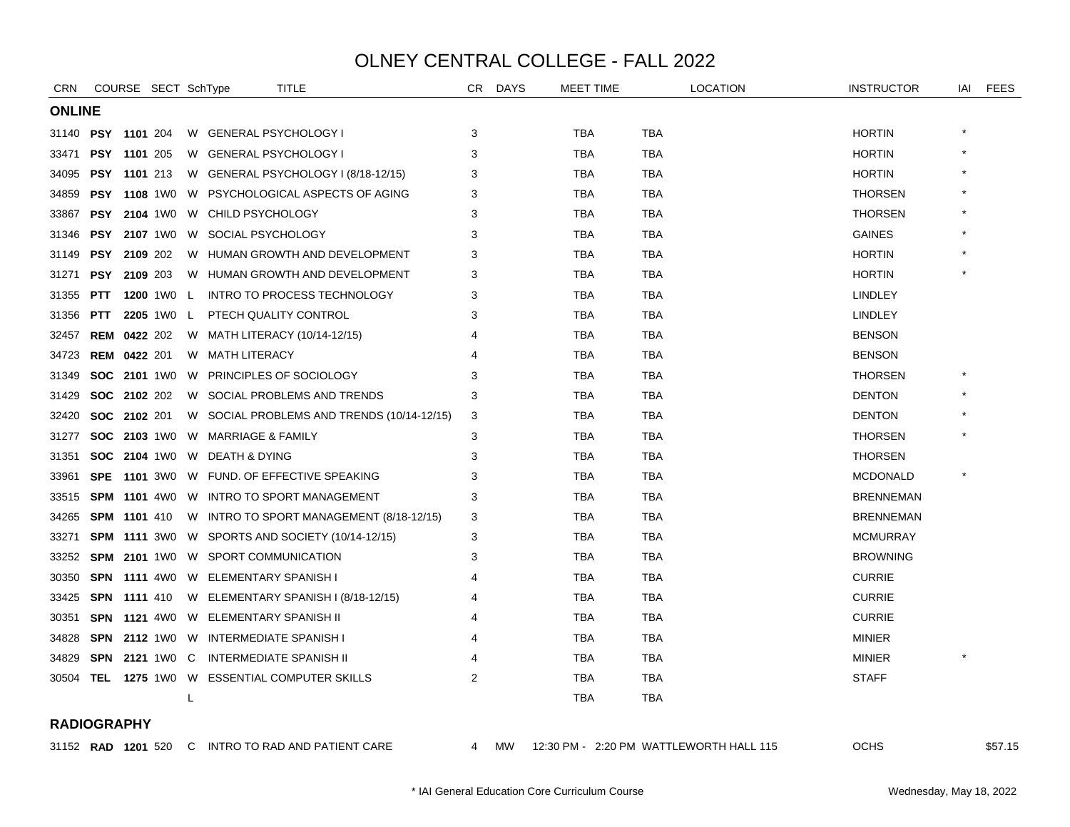# OLNEY CENTRAL COLLEGE - FALL 2022

| CRN | COURSE | | SECT | SchType | TITLE | CR | DAYS | MEET TIME | LOCATION | INSTRUCTOR | IAI | FEES |
|---|---|---|---|---|---|---|---|---|---|---|---|---|
| **ONLINE** | | | | | | | | | | | | |
| 31140 | **PSY** | **1101** | 204 | W | GENERAL PSYCHOLOGY I | 3 | | TBA | TBA | HORTIN | * | |
| 33471 | **PSY** | **1101** | 205 | W | GENERAL PSYCHOLOGY I | 3 | | TBA | TBA | HORTIN | * | |
| 34095 | **PSY** | **1101** | 213 | W | GENERAL PSYCHOLOGY I (8/18-12/15) | 3 | | TBA | TBA | HORTIN | * | |
| 34859 | **PSY** | **1108** | 1W0 | W | PSYCHOLOGICAL ASPECTS OF AGING | 3 | | TBA | TBA | THORSEN | * | |
| 33867 | **PSY** | **2104** | 1W0 | W | CHILD PSYCHOLOGY | 3 | | TBA | TBA | THORSEN | * | |
| 31346 | **PSY** | **2107** | 1W0 | W | SOCIAL PSYCHOLOGY | 3 | | TBA | TBA | GAINES | * | |
| 31149 | **PSY** | **2109** | 202 | W | HUMAN GROWTH AND DEVELOPMENT | 3 | | TBA | TBA | HORTIN | * | |
| 31271 | **PSY** | **2109** | 203 | W | HUMAN GROWTH AND DEVELOPMENT | 3 | | TBA | TBA | HORTIN | * | |
| 31355 | **PTT** | **1200** | 1W0 | L | INTRO TO PROCESS TECHNOLOGY | 3 | | TBA | TBA | LINDLEY | | |
| 31356 | **PTT** | **2205** | 1W0 | L | PTECH QUALITY CONTROL | 3 | | TBA | TBA | LINDLEY | | |
| 32457 | **REM** | **0422** | 202 | W | MATH LITERACY (10/14-12/15) | 4 | | TBA | TBA | BENSON | | |
| 34723 | **REM** | **0422** | 201 | W | MATH LITERACY | 4 | | TBA | TBA | BENSON | | |
| 31349 | **SOC** | **2101** | 1W0 | W | PRINCIPLES OF SOCIOLOGY | 3 | | TBA | TBA | THORSEN | * | |
| 31429 | **SOC** | **2102** | 202 | W | SOCIAL PROBLEMS AND TRENDS | 3 | | TBA | TBA | DENTON | * | |
| 32420 | **SOC** | **2102** | 201 | W | SOCIAL PROBLEMS AND TRENDS (10/14-12/15) | 3 | | TBA | TBA | DENTON | * | |
| 31277 | **SOC** | **2103** | 1W0 | W | MARRIAGE & FAMILY | 3 | | TBA | TBA | THORSEN | * | |
| 31351 | **SOC** | **2104** | 1W0 | W | DEATH & DYING | 3 | | TBA | TBA | THORSEN | | |
| 33961 | **SPE** | **1101** | 3W0 | W | FUND. OF EFFECTIVE SPEAKING | 3 | | TBA | TBA | MCDONALD | * | |
| 33515 | **SPM** | **1101** | 4W0 | W | INTRO TO SPORT MANAGEMENT | 3 | | TBA | TBA | BRENNEMAN | | |
| 34265 | **SPM** | **1101** | 410 | W | INTRO TO SPORT MANAGEMENT (8/18-12/15) | 3 | | TBA | TBA | BRENNEMAN | | |
| 33271 | **SPM** | **1111** | 3W0 | W | SPORTS AND SOCIETY (10/14-12/15) | 3 | | TBA | TBA | MCMURRAY | | |
| 33252 | **SPM** | **2101** | 1W0 | W | SPORT COMMUNICATION | 3 | | TBA | TBA | BROWNING | | |
| 30350 | **SPN** | **1111** | 4W0 | W | ELEMENTARY SPANISH I | 4 | | TBA | TBA | CURRIE | | |
| 33425 | **SPN** | **1111** | 410 | W | ELEMENTARY SPANISH I (8/18-12/15) | 4 | | TBA | TBA | CURRIE | | |
| 30351 | **SPN** | **1121** | 4W0 | W | ELEMENTARY SPANISH II | 4 | | TBA | TBA | CURRIE | | |
| 34828 | **SPN** | **2112** | 1W0 | W | INTERMEDIATE SPANISH I | 4 | | TBA | TBA | MINIER | | |
| 34829 | **SPN** | **2121** | 1W0 | C | INTERMEDIATE SPANISH II | 4 | | TBA | TBA | MINIER | * | |
| 30504 | **TEL** | **1275** | 1W0 | W | ESSENTIAL COMPUTER SKILLS | 2 | | TBA | TBA | STAFF | | |
| | | | | L | | | | TBA | TBA | | | |
| **RADIOGRAPHY** | | | | | | | | | | | | |
| 31152 | **RAD** | **1201** | 520 | C | INTRO TO RAD AND PATIENT CARE | 4 | MW | 12:30 PM - 2:20 PM | WATTLEWORTH HALL 115 | OCHS | | $57.15 |

* IAI General Education Core Curriculum Course

Wednesday, May 18, 2022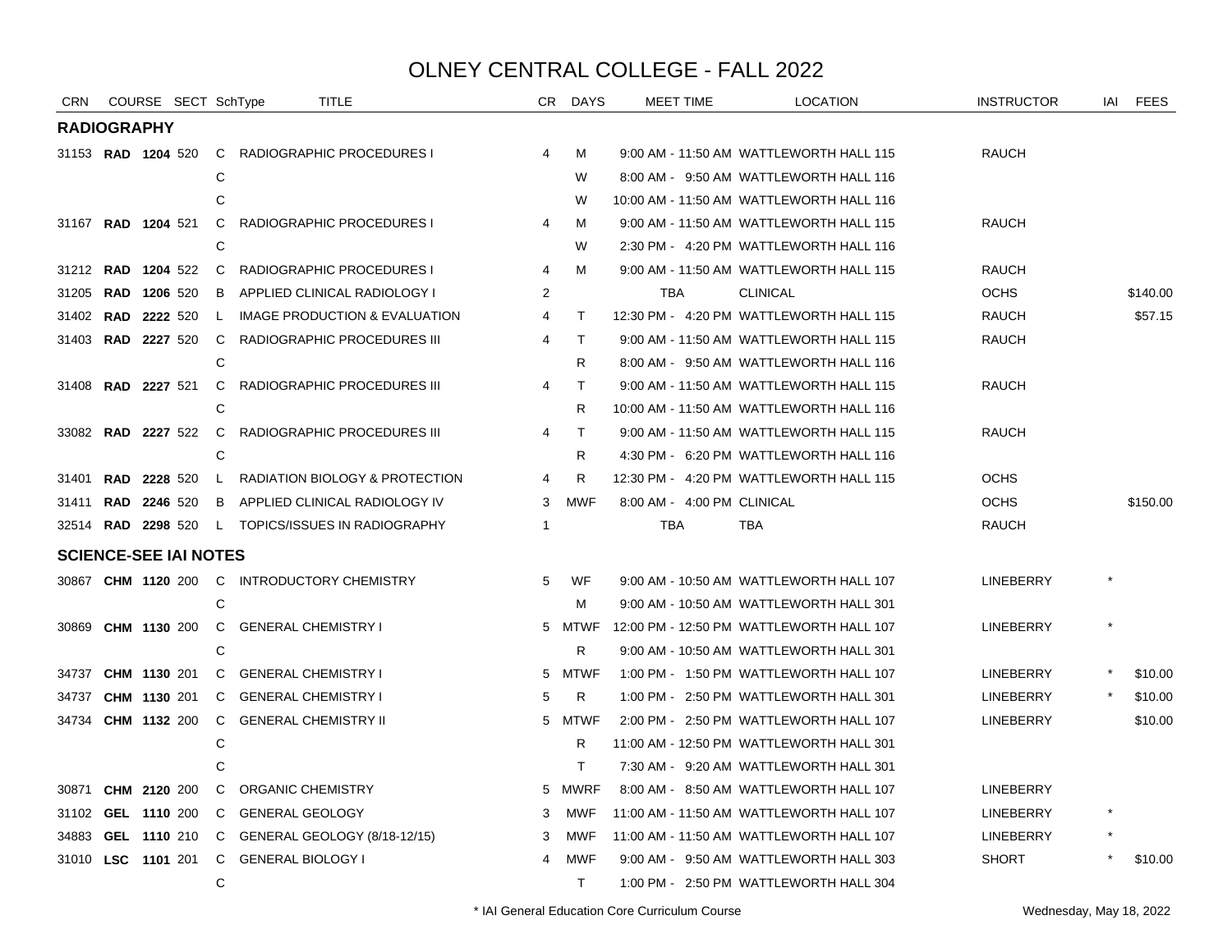# OLNEY CENTRAL COLLEGE - FALL 2022

| CRN | COURSE | | SECT | SchType | TITLE | CR | DAYS | MEET TIME | LOCATION | INSTRUCTOR | IAI | FEES |
|---|---|---|---|---|---|---|---|---|---|---|---|---|
| **RADIOGRAPHY** | | | | | | | | | | | | |
| 31153 | **RAD** | **1204** | 520 | C | RADIOGRAPHIC PROCEDURES I | 4 | M | 9:00 AM - 11:50 AM | WATTLEWORTH HALL 115 | RAUCH | | |
| | | | | C | | | W | 8:00 AM - 9:50 AM | WATTLEWORTH HALL 116 | | | |
| | | | | C | | | W | 10:00 AM - 11:50 AM | WATTLEWORTH HALL 116 | | | |
| 31167 | **RAD** | **1204** | 521 | C | RADIOGRAPHIC PROCEDURES I | 4 | M | 9:00 AM - 11:50 AM | WATTLEWORTH HALL 115 | RAUCH | | |
| | | | | C | | | W | 2:30 PM - 4:20 PM | WATTLEWORTH HALL 116 | | | |
| 31212 | **RAD** | **1204** | 522 | C | RADIOGRAPHIC PROCEDURES I | 4 | M | 9:00 AM - 11:50 AM | WATTLEWORTH HALL 115 | RAUCH | | |
| 31205 | **RAD** | **1206** | 520 | B | APPLIED CLINICAL RADIOLOGY I | 2 | | TBA | CLINICAL | OCHS | | $140.00 |
| 31402 | **RAD** | **2222** | 520 | L | IMAGE PRODUCTION & EVALUATION | 4 | T | 12:30 PM - 4:20 PM | WATTLEWORTH HALL 115 | RAUCH | | $57.15 |
| 31403 | **RAD** | **2227** | 520 | C | RADIOGRAPHIC PROCEDURES III | 4 | T | 9:00 AM - 11:50 AM | WATTLEWORTH HALL 115 | RAUCH | | |
| | | | | C | | | R | 8:00 AM - 9:50 AM | WATTLEWORTH HALL 116 | | | |
| 31408 | **RAD** | **2227** | 521 | C | RADIOGRAPHIC PROCEDURES III | 4 | T | 9:00 AM - 11:50 AM | WATTLEWORTH HALL 115 | RAUCH | | |
| | | | | C | | | R | 10:00 AM - 11:50 AM | WATTLEWORTH HALL 116 | | | |
| 33082 | **RAD** | **2227** | 522 | C | RADIOGRAPHIC PROCEDURES III | 4 | T | 9:00 AM - 11:50 AM | WATTLEWORTH HALL 115 | RAUCH | | |
| | | | | C | | | R | 4:30 PM - 6:20 PM | WATTLEWORTH HALL 116 | | | |
| 31401 | **RAD** | **2228** | 520 | L | RADIATION BIOLOGY & PROTECTION | 4 | R | 12:30 PM - 4:20 PM | WATTLEWORTH HALL 115 | OCHS | | |
| 31411 | **RAD** | **2246** | 520 | B | APPLIED CLINICAL RADIOLOGY IV | 3 | MWF | 8:00 AM - 4:00 PM | CLINICAL | OCHS | | $150.00 |
| 32514 | **RAD** | **2298** | 520 | L | TOPICS/ISSUES IN RADIOGRAPHY | 1 | | TBA | TBA | RAUCH | | |
| **SCIENCE-SEE IAI NOTES** | | | | | | | | | | | | |
| 30867 | **CHM** | **1120** | 200 | C | INTRODUCTORY CHEMISTRY | 5 | WF | 9:00 AM - 10:50 AM | WATTLEWORTH HALL 107 | LINEBERRY | * | |
| | | | | C | | | M | 9:00 AM - 10:50 AM | WATTLEWORTH HALL 301 | | | |
| 30869 | **CHM** | **1130** | 200 | C | GENERAL CHEMISTRY I | 5 | MTWF | 12:00 PM - 12:50 PM | WATTLEWORTH HALL 107 | LINEBERRY | * | |
| | | | | C | | | R | 9:00 AM - 10:50 AM | WATTLEWORTH HALL 301 | | | |
| 34737 | **CHM** | **1130** | 201 | C | GENERAL CHEMISTRY I | 5 | MTWF | 1:00 PM - 1:50 PM | WATTLEWORTH HALL 107 | LINEBERRY | * | $10.00 |
| 34737 | **CHM** | **1130** | 201 | C | GENERAL CHEMISTRY I | 5 | R | 1:00 PM - 2:50 PM | WATTLEWORTH HALL 301 | LINEBERRY | * | $10.00 |
| 34734 | **CHM** | **1132** | 200 | C | GENERAL CHEMISTRY II | 5 | MTWF | 2:00 PM - 2:50 PM | WATTLEWORTH HALL 107 | LINEBERRY | | $10.00 |
| | | | | C | | | R | 11:00 AM - 12:50 PM | WATTLEWORTH HALL 301 | | | |
| | | | | C | | | T | 7:30 AM - 9:20 AM | WATTLEWORTH HALL 301 | | | |
| 30871 | **CHM** | **2120** | 200 | C | ORGANIC CHEMISTRY | 5 | MWRF | 8:00 AM - 8:50 AM | WATTLEWORTH HALL 107 | LINEBERRY | | |
| 31102 | **GEL** | **1110** | 200 | C | GENERAL GEOLOGY | 3 | MWF | 11:00 AM - 11:50 AM | WATTLEWORTH HALL 107 | LINEBERRY | * | |
| 34883 | **GEL** | **1110** | 210 | C | GENERAL GEOLOGY (8/18-12/15) | 3 | MWF | 11:00 AM - 11:50 AM | WATTLEWORTH HALL 107 | LINEBERRY | * | |
| 31010 | **LSC** | **1101** | 201 | C | GENERAL BIOLOGY I | 4 | MWF | 9:00 AM - 9:50 AM | WATTLEWORTH HALL 303 | SHORT | * | $10.00 |
| | | | | C | | | T | 1:00 PM - 2:50 PM | WATTLEWORTH HALL 304 | | | |

\* IAI General Education Core Curriculum Course

Wednesday, May 18, 2022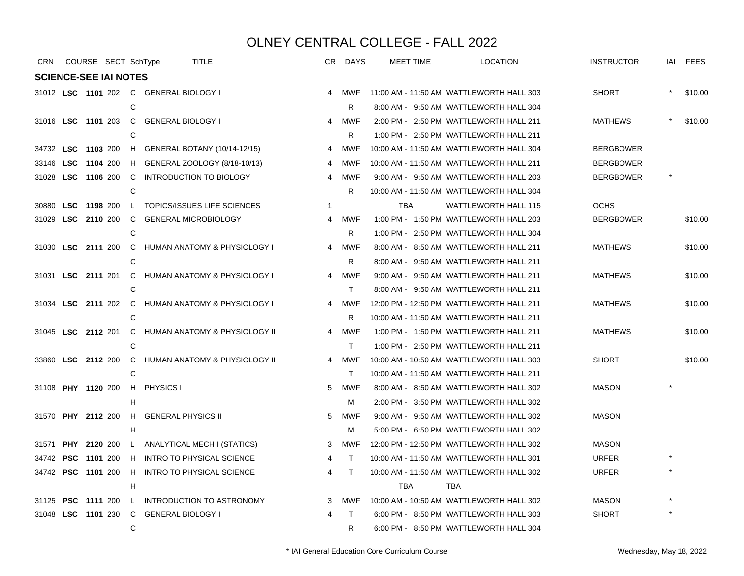# OLNEY CENTRAL COLLEGE - FALL 2022

| CRN | COURSE | | SECT | SchType | TITLE | CR | DAYS | MEET TIME | LOCATION | INSTRUCTOR | IAI | FEES |
|---|---|---|---|---|---|---|---|---|---|---|---|---|
| **SCIENCE-SEE IAI NOTES** | | | | | | | | | | | | |
| 31012 | **LSC** | **1101** | 202 | C | GENERAL BIOLOGY I | 4 | MWF | 11:00 AM - 11:50 AM | WATTLEWORTH HALL 303 | SHORT | * | $10.00 |
| | | | | C | | | R | 8:00 AM - 9:50 AM | WATTLEWORTH HALL 304 | | | |
| 31016 | **LSC** | **1101** | 203 | C | GENERAL BIOLOGY I | 4 | MWF | 2:00 PM - 2:50 PM | WATTLEWORTH HALL 211 | MATHEWS | * | $10.00 |
| | | | | C | | | R | 1:00 PM - 2:50 PM | WATTLEWORTH HALL 211 | | | |
| 34732 | **LSC** | **1103** | 200 | H | GENERAL BOTANY (10/14-12/15) | 4 | MWF | 10:00 AM - 11:50 AM | WATTLEWORTH HALL 304 | BERGBOWER | | |
| 33146 | **LSC** | **1104** | 200 | H | GENERAL ZOOLOGY (8/18-10/13) | 4 | MWF | 10:00 AM - 11:50 AM | WATTLEWORTH HALL 211 | BERGBOWER | | |
| 31028 | **LSC** | **1106** | 200 | C | INTRODUCTION TO BIOLOGY | 4 | MWF | 9:00 AM - 9:50 AM | WATTLEWORTH HALL 203 | BERGBOWER | * | |
| | | | | C | | | R | 10:00 AM - 11:50 AM | WATTLEWORTH HALL 304 | | | |
| 30880 | **LSC** | **1198** | 200 | L | TOPICS/ISSUES LIFE SCIENCES | 1 | | TBA | WATTLEWORTH HALL 115 | OCHS | | |
| 31029 | **LSC** | **2110** | 200 | C | GENERAL MICROBIOLOGY | 4 | MWF | 1:00 PM - 1:50 PM | WATTLEWORTH HALL 203 | BERGBOWER | | $10.00 |
| | | | | C | | | R | 1:00 PM - 2:50 PM | WATTLEWORTH HALL 304 | | | |
| 31030 | **LSC** | **2111** | 200 | C | HUMAN ANATOMY & PHYSIOLOGY I | 4 | MWF | 8:00 AM - 8:50 AM | WATTLEWORTH HALL 211 | MATHEWS | | $10.00 |
| | | | | C | | | R | 8:00 AM - 9:50 AM | WATTLEWORTH HALL 211 | | | |
| 31031 | **LSC** | **2111** | 201 | C | HUMAN ANATOMY & PHYSIOLOGY I | 4 | MWF | 9:00 AM - 9:50 AM | WATTLEWORTH HALL 211 | MATHEWS | | $10.00 |
| | | | | C | | | T | 8:00 AM - 9:50 AM | WATTLEWORTH HALL 211 | | | |
| 31034 | **LSC** | **2111** | 202 | C | HUMAN ANATOMY & PHYSIOLOGY I | 4 | MWF | 12:00 PM - 12:50 PM | WATTLEWORTH HALL 211 | MATHEWS | | $10.00 |
| | | | | C | | | R | 10:00 AM - 11:50 AM | WATTLEWORTH HALL 211 | | | |
| 31045 | **LSC** | **2112** | 201 | C | HUMAN ANATOMY & PHYSIOLOGY II | 4 | MWF | 1:00 PM - 1:50 PM | WATTLEWORTH HALL 211 | MATHEWS | | $10.00 |
| | | | | C | | | T | 1:00 PM - 2:50 PM | WATTLEWORTH HALL 211 | | | |
| 33860 | **LSC** | **2112** | 200 | C | HUMAN ANATOMY & PHYSIOLOGY II | 4 | MWF | 10:00 AM - 10:50 AM | WATTLEWORTH HALL 303 | SHORT | | $10.00 |
| | | | | C | | | T | 10:00 AM - 11:50 AM | WATTLEWORTH HALL 211 | | | |
| 31108 | **PHY** | **1120** | 200 | H | PHYSICS I | 5 | MWF | 8:00 AM - 8:50 AM | WATTLEWORTH HALL 302 | MASON | * | |
| | | | | H | | | M | 2:00 PM - 3:50 PM | WATTLEWORTH HALL 302 | | | |
| 31570 | **PHY** | **2112** | 200 | H | GENERAL PHYSICS II | 5 | MWF | 9:00 AM - 9:50 AM | WATTLEWORTH HALL 302 | MASON | | |
| | | | | H | | | M | 5:00 PM - 6:50 PM | WATTLEWORTH HALL 302 | | | |
| 31571 | **PHY** | **2120** | 200 | L | ANALYTICAL MECH I (STATICS) | 3 | MWF | 12:00 PM - 12:50 PM | WATTLEWORTH HALL 302 | MASON | | |
| 34742 | **PSC** | **1101** | 200 | H | INTRO TO PHYSICAL SCIENCE | 4 | T | 10:00 AM - 11:50 AM | WATTLEWORTH HALL 301 | URFER | * | |
| 34742 | **PSC** | **1101** | 200 | H | INTRO TO PHYSICAL SCIENCE | 4 | T | 10:00 AM - 11:50 AM | WATTLEWORTH HALL 302 | URFER | * | |
| | | | | H | | | | TBA | TBA | | | |
| 31125 | **PSC** | **1111** | 200 | L | INTRODUCTION TO ASTRONOMY | 3 | MWF | 10:00 AM - 10:50 AM | WATTLEWORTH HALL 302 | MASON | * | |
| 31048 | **LSC** | **1101** | 230 | C | GENERAL BIOLOGY I | 4 | T | 6:00 PM - 8:50 PM | WATTLEWORTH HALL 303 | SHORT | * | |
| | | | | C | | | R | 6:00 PM - 8:50 PM | WATTLEWORTH HALL 304 | | | |

* IAI General Education Core Curriculum Course

Wednesday, May 18, 2022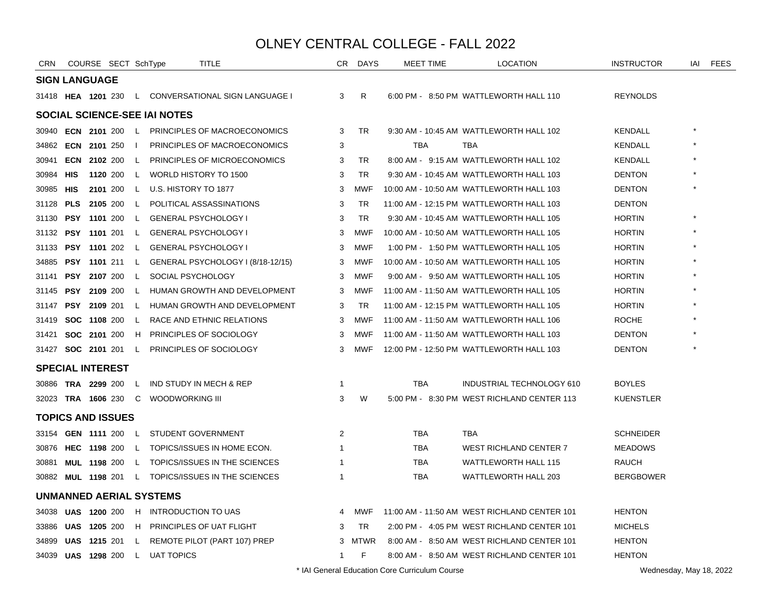# OLNEY CENTRAL COLLEGE - FALL 2022

| CRN | COURSE | SECT | SchType | TITLE | CR | DAYS | MEET TIME | LOCATION | INSTRUCTOR | IAI | FEES |
|---|---|---|---|---|---|---|---|---|---|---|---|
| **SIGN LANGUAGE** | | | | | | | | | | | |
| 31418 | **HEA 1201** | 230 | L | CONVERSATIONAL SIGN LANGUAGE I | 3 | R | 6:00 PM - 8:50 PM | WATTLEWORTH HALL 110 | REYNOLDS | | |
| **SOCIAL SCIENCE-SEE IAI NOTES** | | | | | | | | | | | |
| 30940 | **ECN 2101** | 200 | L | PRINCIPLES OF MACROECONOMICS | 3 | TR | 9:30 AM - 10:45 AM | WATTLEWORTH HALL 102 | KENDALL | * | |
| 34862 | **ECN 2101** | 250 | I | PRINCIPLES OF MACROECONOMICS | 3 | | TBA | TBA | KENDALL | * | |
| 30941 | **ECN 2102** | 200 | L | PRINCIPLES OF MICROECONOMICS | 3 | TR | 8:00 AM - 9:15 AM | WATTLEWORTH HALL 102 | KENDALL | * | |
| 30984 | **HIS 1120** | 200 | L | WORLD HISTORY TO 1500 | 3 | TR | 9:30 AM - 10:45 AM | WATTLEWORTH HALL 103 | DENTON | * | |
| 30985 | **HIS 2101** | 200 | L | U.S. HISTORY TO 1877 | 3 | MWF | 10:00 AM - 10:50 AM | WATTLEWORTH HALL 103 | DENTON | * | |
| 31128 | **PLS 2105** | 200 | L | POLITICAL ASSASSINATIONS | 3 | TR | 11:00 AM - 12:15 PM | WATTLEWORTH HALL 103 | DENTON | | |
| 31130 | **PSY 1101** | 200 | L | GENERAL PSYCHOLOGY I | 3 | TR | 9:30 AM - 10:45 AM | WATTLEWORTH HALL 105 | HORTIN | * | |
| 31132 | **PSY 1101** | 201 | L | GENERAL PSYCHOLOGY I | 3 | MWF | 10:00 AM - 10:50 AM | WATTLEWORTH HALL 105 | HORTIN | * | |
| 31133 | **PSY 1101** | 202 | L | GENERAL PSYCHOLOGY I | 3 | MWF | 1:00 PM - 1:50 PM | WATTLEWORTH HALL 105 | HORTIN | * | |
| 34885 | **PSY 1101** | 211 | L | GENERAL PSYCHOLOGY I (8/18-12/15) | 3 | MWF | 10:00 AM - 10:50 AM | WATTLEWORTH HALL 105 | HORTIN | * | |
| 31141 | **PSY 2107** | 200 | L | SOCIAL PSYCHOLOGY | 3 | MWF | 9:00 AM - 9:50 AM | WATTLEWORTH HALL 105 | HORTIN | * | |
| 31145 | **PSY 2109** | 200 | L | HUMAN GROWTH AND DEVELOPMENT | 3 | MWF | 11:00 AM - 11:50 AM | WATTLEWORTH HALL 105 | HORTIN | * | |
| 31147 | **PSY 2109** | 201 | L | HUMAN GROWTH AND DEVELOPMENT | 3 | TR | 11:00 AM - 12:15 PM | WATTLEWORTH HALL 105 | HORTIN | * | |
| 31419 | **SOC 1108** | 200 | L | RACE AND ETHNIC RELATIONS | 3 | MWF | 11:00 AM - 11:50 AM | WATTLEWORTH HALL 106 | ROCHE | * | |
| 31421 | **SOC 2101** | 200 | H | PRINCIPLES OF SOCIOLOGY | 3 | MWF | 11:00 AM - 11:50 AM | WATTLEWORTH HALL 103 | DENTON | * | |
| 31427 | **SOC 2101** | 201 | L | PRINCIPLES OF SOCIOLOGY | 3 | MWF | 12:00 PM - 12:50 PM | WATTLEWORTH HALL 103 | DENTON | * | |
| **SPECIAL INTEREST** | | | | | | | | | | | |
| 30886 | **TRA 2299** | 200 | L | IND STUDY IN MECH & REP | 1 | | TBA | INDUSTRIAL TECHNOLOGY 610 | BOYLES | | |
| 32023 | **TRA 1606** | 230 | C | WOODWORKING III | 3 | W | 5:00 PM - 8:30 PM | WEST RICHLAND CENTER 113 | KUENSTLER | | |
| **TOPICS AND ISSUES** | | | | | | | | | | | |
| 33154 | **GEN 1111** | 200 | L | STUDENT GOVERNMENT | 2 | | TBA | TBA | SCHNEIDER | | |
| 30876 | **HEC 1198** | 200 | L | TOPICS/ISSUES IN HOME ECON. | 1 | | TBA | WEST RICHLAND CENTER 7 | MEADOWS | | |
| 30881 | **MUL 1198** | 200 | L | TOPICS/ISSUES IN THE SCIENCES | 1 | | TBA | WATTLEWORTH HALL 115 | RAUCH | | |
| 30882 | **MUL 1198** | 201 | L | TOPICS/ISSUES IN THE SCIENCES | 1 | | TBA | WATTLEWORTH HALL 203 | BERGBOWER | | |
| **UNMANNED AERIAL SYSTEMS** | | | | | | | | | | | |
| 34038 | **UAS 1200** | 200 | H | INTRODUCTION TO UAS | 4 | MWF | 11:00 AM - 11:50 AM | WEST RICHLAND CENTER 101 | HENTON | | |
| 33886 | **UAS 1205** | 200 | H | PRINCIPLES OF UAT FLIGHT | 3 | TR | 2:00 PM - 4:05 PM | WEST RICHLAND CENTER 101 | MICHELS | | |
| 34899 | **UAS 1215** | 201 | L | REMOTE PILOT (PART 107) PREP | 3 | MTWR | 8:00 AM - 8:50 AM | WEST RICHLAND CENTER 101 | HENTON | | |
| 34039 | **UAS 1298** | 200 | L | UAT TOPICS | 1 | F | 8:00 AM - 8:50 AM | WEST RICHLAND CENTER 101 | HENTON | | |

* IAI General Education Core Curriculum Course

Wednesday, May 18, 2022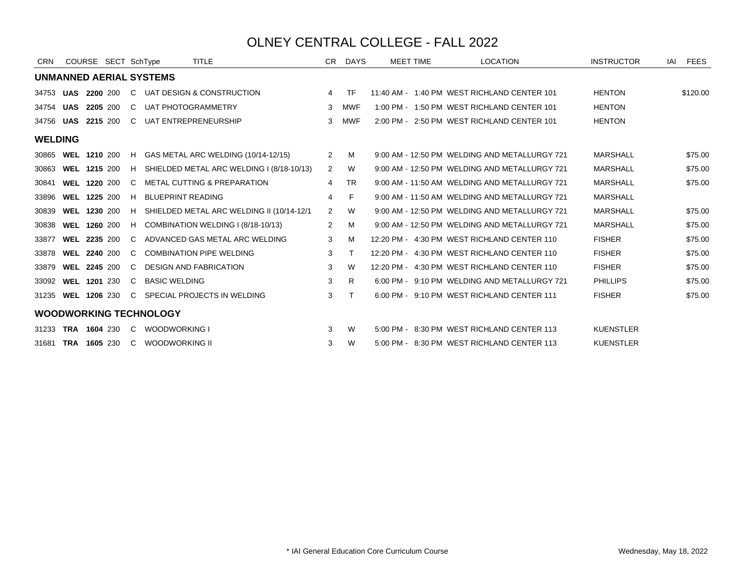# OLNEY CENTRAL COLLEGE - FALL 2022

| CRN | COURSE | | SECT | SchType | TITLE | CR | DAYS | MEET TIME | LOCATION | INSTRUCTOR | IAI | FEES |
|---|---|---|---|---|---|---|---|---|---|---|---|---|
| **UNMANNED AERIAL SYSTEMS** | | | | | | | | | | | | |
| 34753 | **UAS** | **2200** | 200 | C | UAT DESIGN & CONSTRUCTION | 4 | TF | 11:40 AM - 1:40 PM | WEST RICHLAND CENTER 101 | HENTON | | $120.00 |
| 34754 | **UAS** | **2205** | 200 | C | UAT PHOTOGRAMMETRY | 3 | MWF | 1:00 PM - 1:50 PM | WEST RICHLAND CENTER 101 | HENTON | | |
| 34756 | **UAS** | **2215** | 200 | C | UAT ENTREPRENEURSHIP | 3 | MWF | 2:00 PM - 2:50 PM | WEST RICHLAND CENTER 101 | HENTON | | |
| **WELDING** | | | | | | | | | | | | |
| 30865 | **WEL** | **1210** | 200 | H | GAS METAL ARC WELDING (10/14-12/15) | 2 | M | 9:00 AM - 12:50 PM | WELDING AND METALLURGY 721 | MARSHALL | | $75.00 |
| 30863 | **WEL** | **1215** | 200 | H | SHIELDED METAL ARC WELDING I (8/18-10/13) | 2 | W | 9:00 AM - 12:50 PM | WELDING AND METALLURGY 721 | MARSHALL | | $75.00 |
| 30841 | **WEL** | **1220** | 200 | C | METAL CUTTING & PREPARATION | 4 | TR | 9:00 AM - 11:50 AM | WELDING AND METALLURGY 721 | MARSHALL | | $75.00 |
| 33896 | **WEL** | **1225** | 200 | H | BLUEPRINT READING | 4 | F | 9:00 AM - 11:50 AM | WELDING AND METALLURGY 721 | MARSHALL | | |
| 30839 | **WEL** | **1230** | 200 | H | SHIELDED METAL ARC WELDING II (10/14-12/1 | 2 | W | 9:00 AM - 12:50 PM | WELDING AND METALLURGY 721 | MARSHALL | | $75.00 |
| 30838 | **WEL** | **1260** | 200 | H | COMBINATION WELDING I (8/18-10/13) | 2 | M | 9:00 AM - 12:50 PM | WELDING AND METALLURGY 721 | MARSHALL | | $75.00 |
| 33877 | **WEL** | **2235** | 200 | C | ADVANCED GAS METAL ARC WELDING | 3 | M | 12:20 PM - 4:30 PM | WEST RICHLAND CENTER 110 | FISHER | | $75.00 |
| 33878 | **WEL** | **2240** | 200 | C | COMBINATION PIPE WELDING | 3 | T | 12:20 PM - 4:30 PM | WEST RICHLAND CENTER 110 | FISHER | | $75.00 |
| 33879 | **WEL** | **2245** | 200 | C | DESIGN AND FABRICATION | 3 | W | 12:20 PM - 4:30 PM | WEST RICHLAND CENTER 110 | FISHER | | $75.00 |
| 33092 | **WEL** | **1201** | 230 | C | BASIC WELDING | 3 | R | 6:00 PM - 9:10 PM | WELDING AND METALLURGY 721 | PHILLIPS | | $75.00 |
| 31235 | **WEL** | **1206** | 230 | C | SPECIAL PROJECTS IN WELDING | 3 | T | 6:00 PM - 9:10 PM | WEST RICHLAND CENTER 111 | FISHER | | $75.00 |
| **WOODWORKING TECHNOLOGY** | | | | | | | | | | | | |
| 31233 | **TRA** | **1604** | 230 | C | WOODWORKING I | 3 | W | 5:00 PM - 8:30 PM | WEST RICHLAND CENTER 113 | KUENSTLER | | |
| 31681 | **TRA** | **1605** | 230 | C | WOODWORKING II | 3 | W | 5:00 PM - 8:30 PM | WEST RICHLAND CENTER 113 | KUENSTLER | | |

* IAI General Education Core Curriculum Course

Wednesday, May 18, 2022